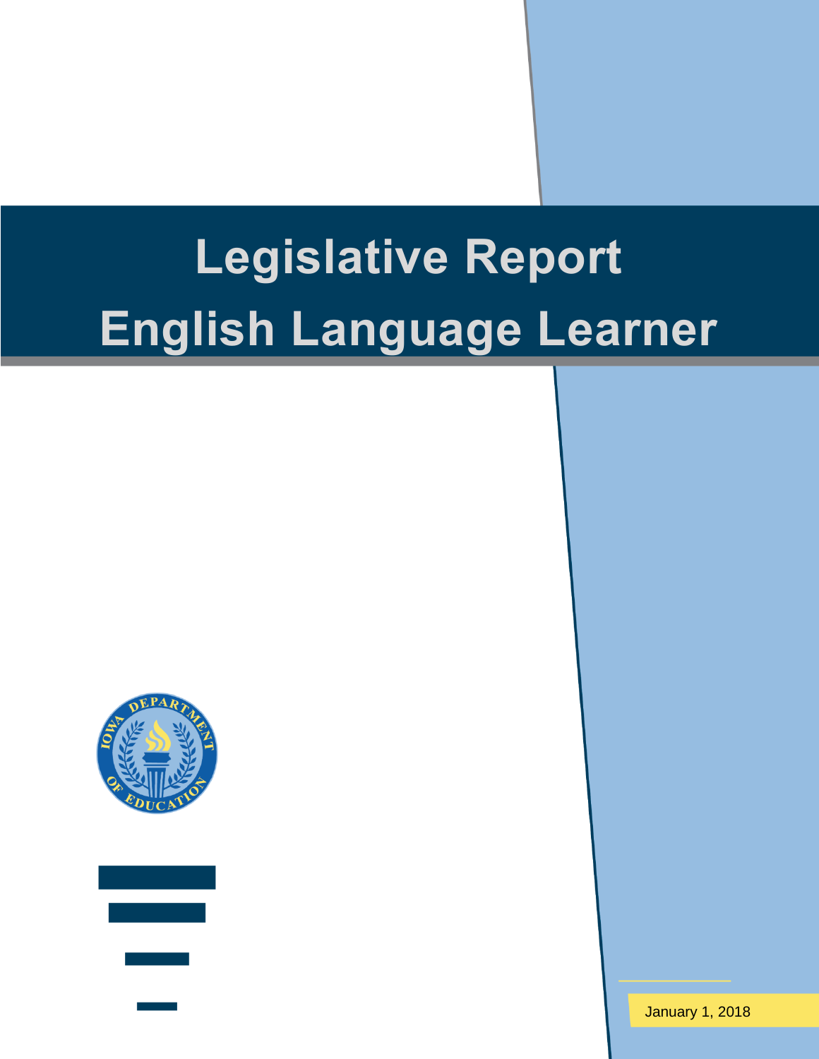# Legislative Report
# English Language Learner

January 1, 2018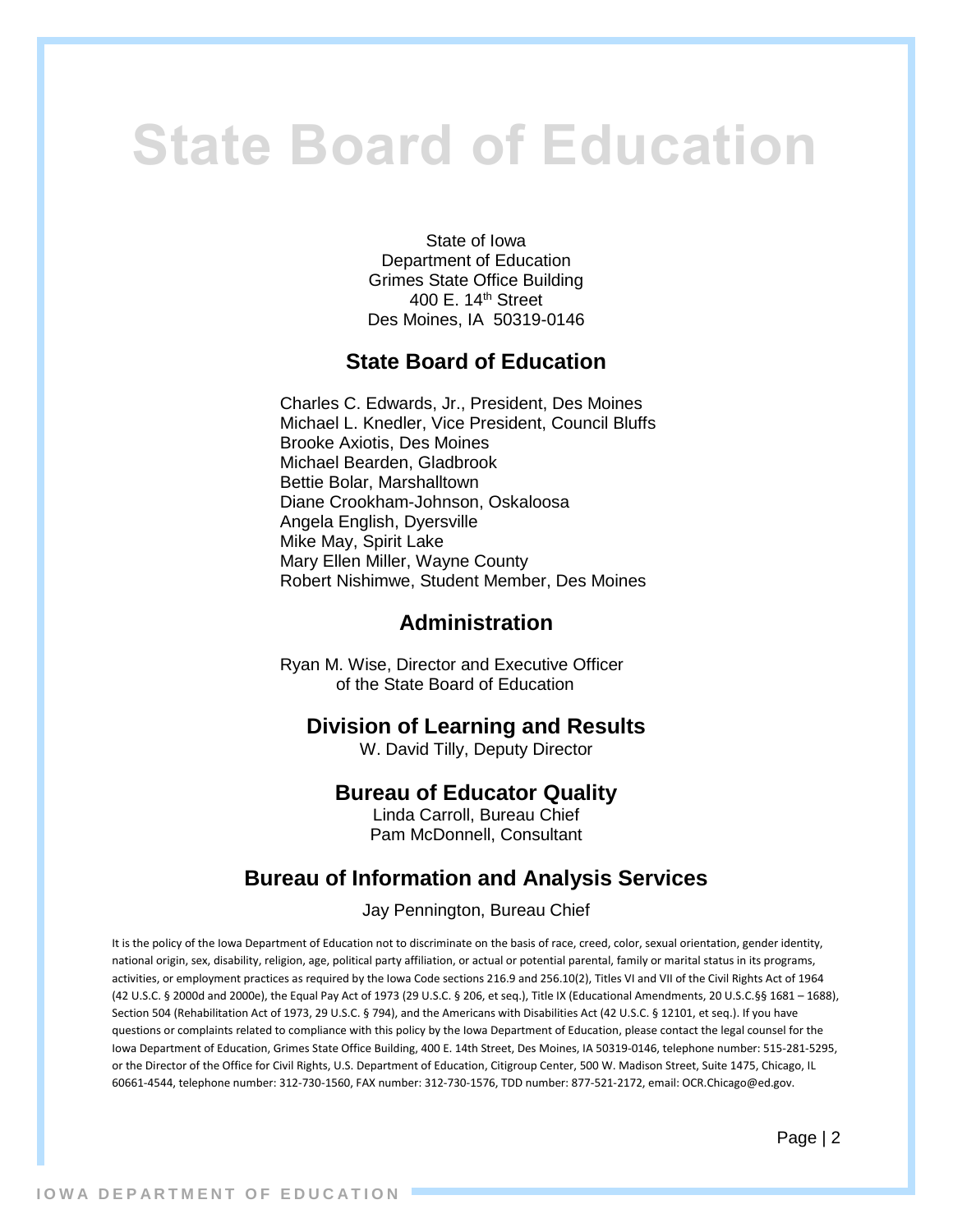# State Board of Education

State of Iowa
Department of Education
Grimes State Office Building
400 E. 14th Street
Des Moines, IA 50319-0146

## State Board of Education

Charles C. Edwards, Jr., President, Des Moines
Michael L. Knedler, Vice President, Council Bluffs
Brooke Axiotis, Des Moines
Michael Bearden, Gladbrook
Bettie Bolar, Marshalltown
Diane Crookham-Johnson, Oskaloosa
Angela English, Dyersville
Mike May, Spirit Lake
Mary Ellen Miller, Wayne County
Robert Nishimwe, Student Member, Des Moines

## Administration

Ryan M. Wise, Director and Executive Officer of the State Board of Education

### Division of Learning and Results

W. David Tilly, Deputy Director

### Bureau of Educator Quality

Linda Carroll, Bureau Chief
Pam McDonnell, Consultant

### Bureau of Information and Analysis Services

Jay Pennington, Bureau Chief

It is the policy of the Iowa Department of Education not to discriminate on the basis of race, creed, color, sexual orientation, gender identity, national origin, sex, disability, religion, age, political party affiliation, or actual or potential parental, family or marital status in its programs, activities, or employment practices as required by the Iowa Code sections 216.9 and 256.10(2), Titles VI and VII of the Civil Rights Act of 1964 (42 U.S.C. § 2000d and 2000e), the Equal Pay Act of 1973 (29 U.S.C. § 206, et seq.), Title IX (Educational Amendments, 20 U.S.C.§§ 1681 – 1688), Section 504 (Rehabilitation Act of 1973, 29 U.S.C. § 794), and the Americans with Disabilities Act (42 U.S.C. § 12101, et seq.). If you have questions or complaints related to compliance with this policy by the Iowa Department of Education, please contact the legal counsel for the Iowa Department of Education, Grimes State Office Building, 400 E. 14th Street, Des Moines, IA 50319-0146, telephone number: 515-281-5295, or the Director of the Office for Civil Rights, U.S. Department of Education, Citigroup Center, 500 W. Madison Street, Suite 1475, Chicago, IL 60661-4544, telephone number: 312-730-1560, FAX number: 312-730-1576, TDD number: 877-521-2172, email: OCR.Chicago@ed.gov.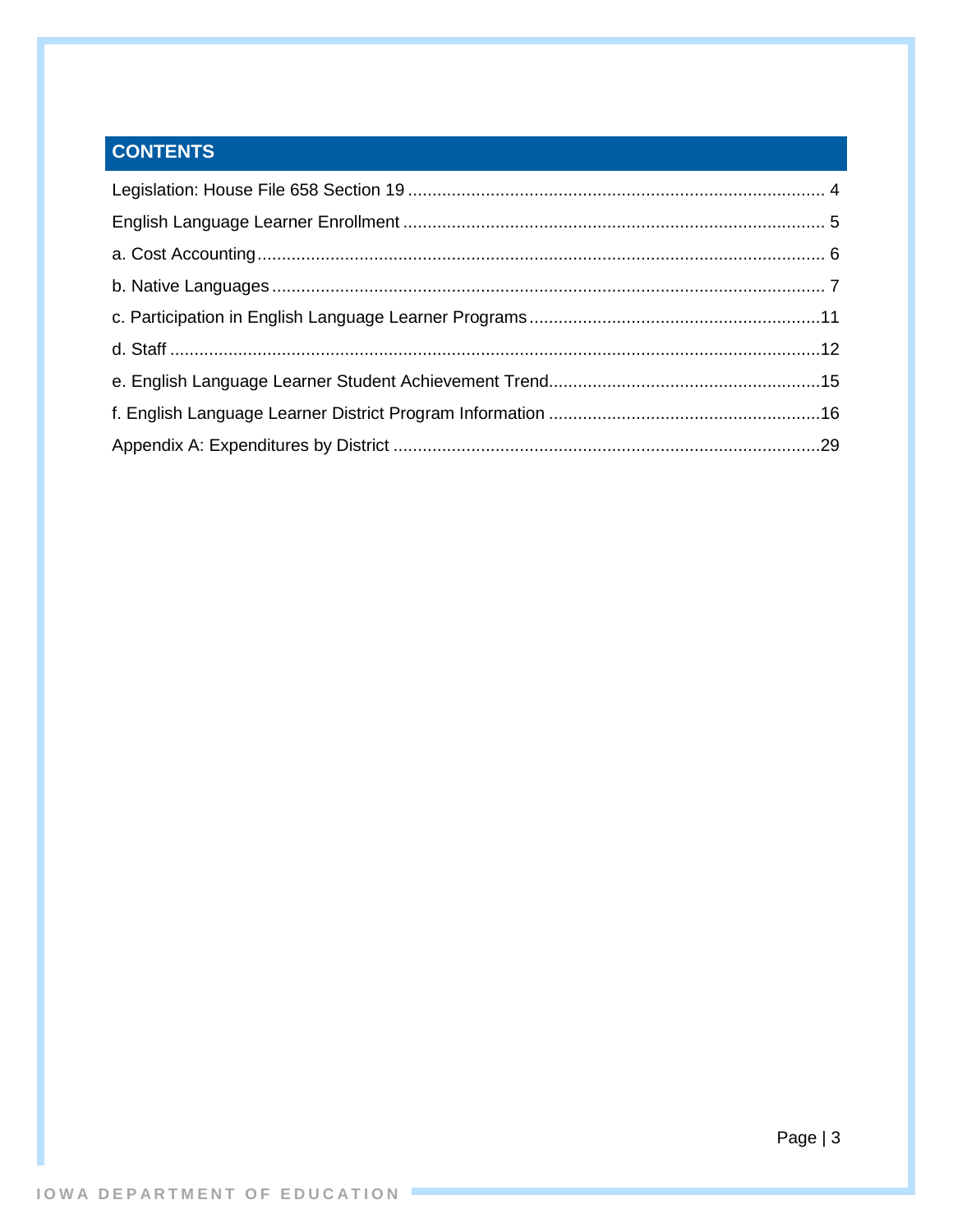## CONTENTS

Legislation: House File 658 Section 19 .................... 4

English Language Learner Enrollment .................... 5

a. Cost Accounting .................... 6

b. Native Languages .................... 7

c. Participation in English Language Learner Programs .................... 11

d. Staff .................... 12

e. English Language Learner Student Achievement Trend .................... 15

f. English Language Learner District Program Information .................... 16

Appendix A: Expenditures by District .................... 29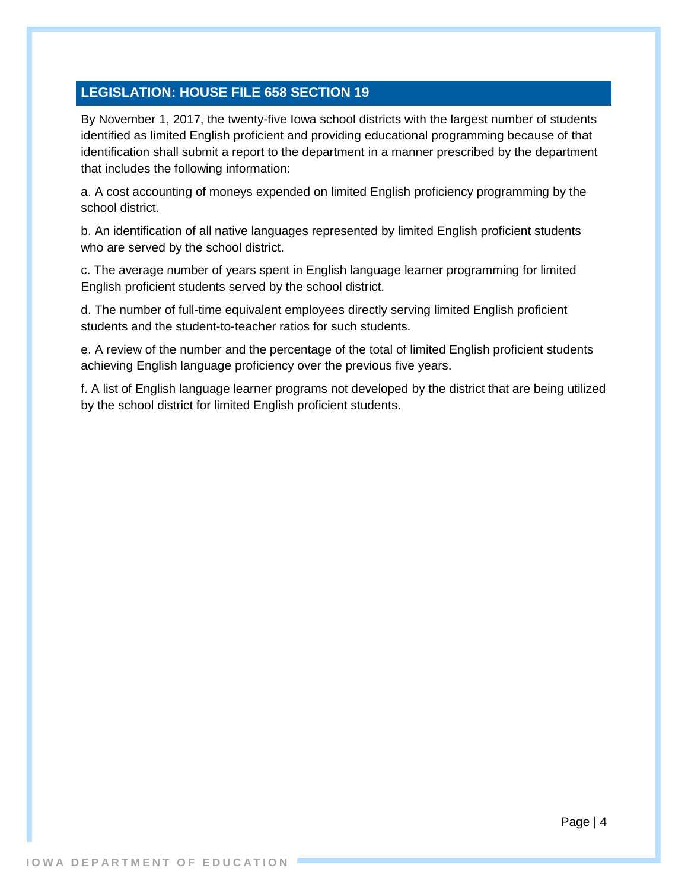## LEGISLATION: HOUSE FILE 658 SECTION 19

By November 1, 2017, the twenty-five Iowa school districts with the largest number of students identified as limited English proficient and providing educational programming because of that identification shall submit a report to the department in a manner prescribed by the department that includes the following information:

a. A cost accounting of moneys expended on limited English proficiency programming by the school district.

b. An identification of all native languages represented by limited English proficient students who are served by the school district.

c. The average number of years spent in English language learner programming for limited English proficient students served by the school district.

d. The number of full-time equivalent employees directly serving limited English proficient students and the student-to-teacher ratios for such students.

e. A review of the number and the percentage of the total of limited English proficient students achieving English language proficiency over the previous five years.

f. A list of English language learner programs not developed by the district that are being utilized by the school district for limited English proficient students.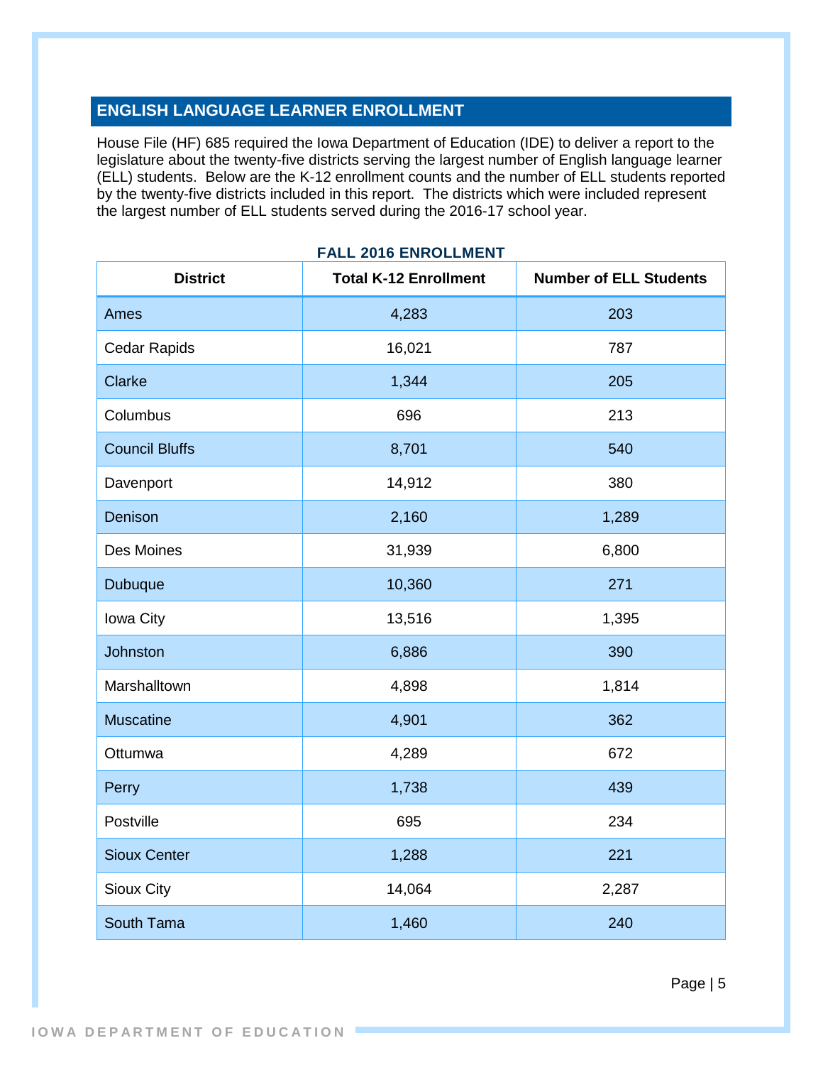## ENGLISH LANGUAGE LEARNER ENROLLMENT

House File (HF) 685 required the Iowa Department of Education (IDE) to deliver a report to the legislature about the twenty-five districts serving the largest number of English language learner (ELL) students. Below are the K-12 enrollment counts and the number of ELL students reported by the twenty-five districts included in this report. The districts which were included represent the largest number of ELL students served during the 2016-17 school year.

**FALL 2016 ENROLLMENT**

| District | Total K-12 Enrollment | Number of ELL Students |
|---|---|---|
| Ames | 4,283 | 203 |
| Cedar Rapids | 16,021 | 787 |
| Clarke | 1,344 | 205 |
| Columbus | 696 | 213 |
| Council Bluffs | 8,701 | 540 |
| Davenport | 14,912 | 380 |
| Denison | 2,160 | 1,289 |
| Des Moines | 31,939 | 6,800 |
| Dubuque | 10,360 | 271 |
| Iowa City | 13,516 | 1,395 |
| Johnston | 6,886 | 390 |
| Marshalltown | 4,898 | 1,814 |
| Muscatine | 4,901 | 362 |
| Ottumwa | 4,289 | 672 |
| Perry | 1,738 | 439 |
| Postville | 695 | 234 |
| Sioux Center | 1,288 | 221 |
| Sioux City | 14,064 | 2,287 |
| South Tama | 1,460 | 240 |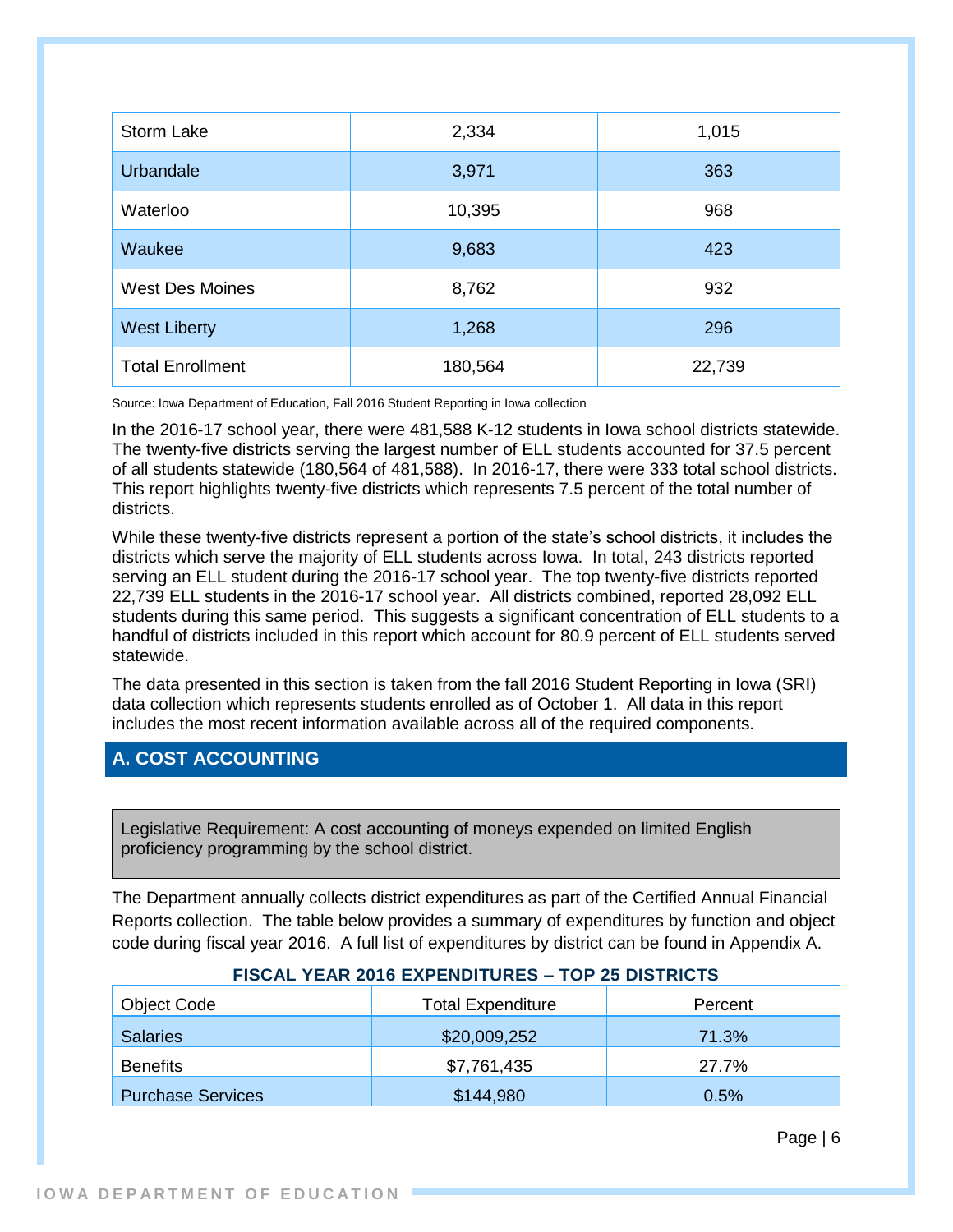| | | |
|---|---|---|
| Storm Lake | 2,334 | 1,015 |
| Urbandale | 3,971 | 363 |
| Waterloo | 10,395 | 968 |
| Waukee | 9,683 | 423 |
| West Des Moines | 8,762 | 932 |
| West Liberty | 1,268 | 296 |
| Total Enrollment | 180,564 | 22,739 |

Source: Iowa Department of Education, Fall 2016 Student Reporting in Iowa collection

In the 2016-17 school year, there were 481,588 K-12 students in Iowa school districts statewide. The twenty-five districts serving the largest number of ELL students accounted for 37.5 percent of all students statewide (180,564 of 481,588). In 2016-17, there were 333 total school districts. This report highlights twenty-five districts which represents 7.5 percent of the total number of districts.

While these twenty-five districts represent a portion of the state's school districts, it includes the districts which serve the majority of ELL students across Iowa. In total, 243 districts reported serving an ELL student during the 2016-17 school year. The top twenty-five districts reported 22,739 ELL students in the 2016-17 school year. All districts combined, reported 28,092 ELL students during this same period. This suggests a significant concentration of ELL students to a handful of districts included in this report which account for 80.9 percent of ELL students served statewide.

The data presented in this section is taken from the fall 2016 Student Reporting in Iowa (SRI) data collection which represents students enrolled as of October 1. All data in this report includes the most recent information available across all of the required components.

## A. COST ACCOUNTING

Legislative Requirement: A cost accounting of moneys expended on limited English proficiency programming by the school district.

The Department annually collects district expenditures as part of the Certified Annual Financial Reports collection. The table below provides a summary of expenditures by function and object code during fiscal year 2016. A full list of expenditures by district can be found in Appendix A.

**FISCAL YEAR 2016 EXPENDITURES – TOP 25 DISTRICTS**

| Object Code | Total Expenditure | Percent |
|---|---|---|
| Salaries | $20,009,252 | 71.3% |
| Benefits | $7,761,435 | 27.7% |
| Purchase Services | $144,980 | 0.5% |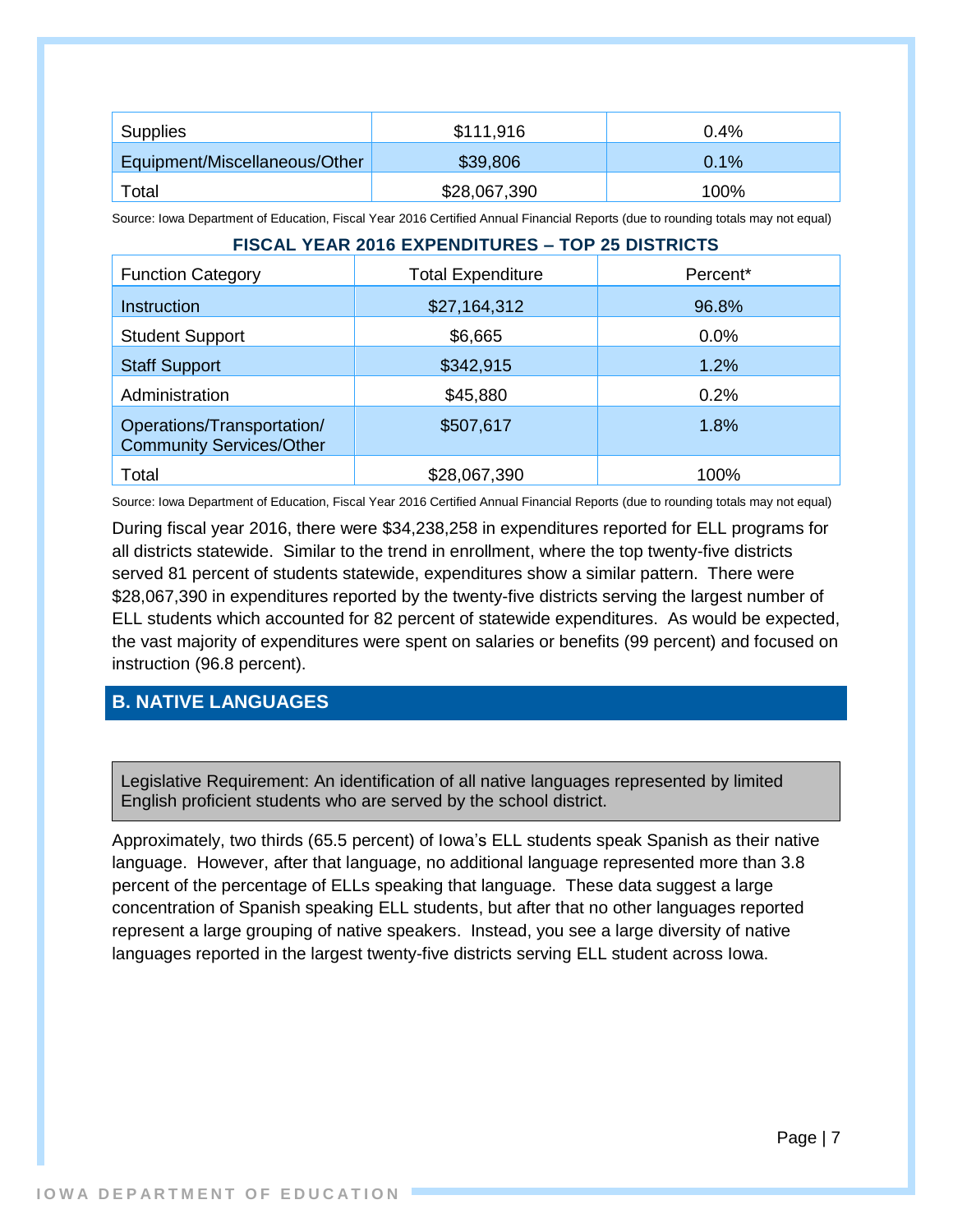| Supplies | $111,916 | 0.4% |
|---|---|---|
| Equipment/Miscellaneous/Other | $39,806 | 0.1% |
| Total | $28,067,390 | 100% |

Source: Iowa Department of Education, Fiscal Year 2016 Certified Annual Financial Reports (due to rounding totals may not equal)

**FISCAL YEAR 2016 EXPENDITURES – TOP 25 DISTRICTS**

| Function Category | Total Expenditure | Percent* |
|---|---|---|
| Instruction | $27,164,312 | 96.8% |
| Student Support | $6,665 | 0.0% |
| Staff Support | $342,915 | 1.2% |
| Administration | $45,880 | 0.2% |
| Operations/Transportation/ Community Services/Other | $507,617 | 1.8% |
| Total | $28,067,390 | 100% |

Source: Iowa Department of Education, Fiscal Year 2016 Certified Annual Financial Reports (due to rounding totals may not equal)

During fiscal year 2016, there were $34,238,258 in expenditures reported for ELL programs for all districts statewide. Similar to the trend in enrollment, where the top twenty-five districts served 81 percent of students statewide, expenditures show a similar pattern. There were $28,067,390 in expenditures reported by the twenty-five districts serving the largest number of ELL students which accounted for 82 percent of statewide expenditures. As would be expected, the vast majority of expenditures were spent on salaries or benefits (99 percent) and focused on instruction (96.8 percent).

## B. NATIVE LANGUAGES

Legislative Requirement: An identification of all native languages represented by limited English proficient students who are served by the school district.

Approximately, two thirds (65.5 percent) of Iowa's ELL students speak Spanish as their native language. However, after that language, no additional language represented more than 3.8 percent of the percentage of ELLs speaking that language. These data suggest a large concentration of Spanish speaking ELL students, but after that no other languages reported represent a large grouping of native speakers. Instead, you see a large diversity of native languages reported in the largest twenty-five districts serving ELL student across Iowa.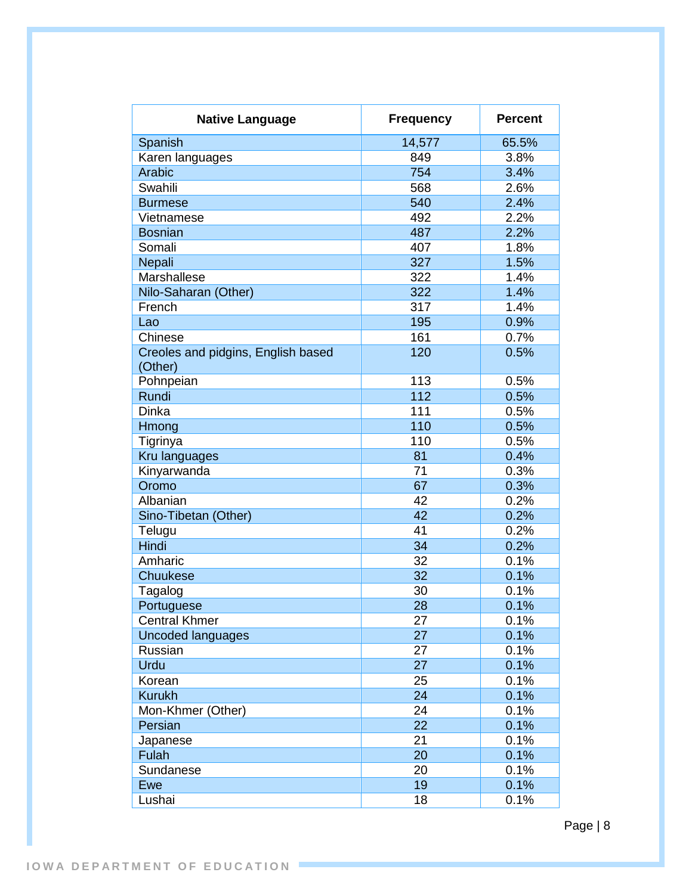| Native Language | Frequency | Percent |
|---|---|---|
| Spanish | 14,577 | 65.5% |
| Karen languages | 849 | 3.8% |
| Arabic | 754 | 3.4% |
| Swahili | 568 | 2.6% |
| Burmese | 540 | 2.4% |
| Vietnamese | 492 | 2.2% |
| Bosnian | 487 | 2.2% |
| Somali | 407 | 1.8% |
| Nepali | 327 | 1.5% |
| Marshallese | 322 | 1.4% |
| Nilo-Saharan (Other) | 322 | 1.4% |
| French | 317 | 1.4% |
| Lao | 195 | 0.9% |
| Chinese | 161 | 0.7% |
| Creoles and pidgins, English based (Other) | 120 | 0.5% |
| Pohnpeian | 113 | 0.5% |
| Rundi | 112 | 0.5% |
| Dinka | 111 | 0.5% |
| Hmong | 110 | 0.5% |
| Tigrinya | 110 | 0.5% |
| Kru languages | 81 | 0.4% |
| Kinyarwanda | 71 | 0.3% |
| Oromo | 67 | 0.3% |
| Albanian | 42 | 0.2% |
| Sino-Tibetan (Other) | 42 | 0.2% |
| Telugu | 41 | 0.2% |
| Hindi | 34 | 0.2% |
| Amharic | 32 | 0.1% |
| Chuukese | 32 | 0.1% |
| Tagalog | 30 | 0.1% |
| Portuguese | 28 | 0.1% |
| Central Khmer | 27 | 0.1% |
| Uncoded languages | 27 | 0.1% |
| Russian | 27 | 0.1% |
| Urdu | 27 | 0.1% |
| Korean | 25 | 0.1% |
| Kurukh | 24 | 0.1% |
| Mon-Khmer (Other) | 24 | 0.1% |
| Persian | 22 | 0.1% |
| Japanese | 21 | 0.1% |
| Fulah | 20 | 0.1% |
| Sundanese | 20 | 0.1% |
| Ewe | 19 | 0.1% |
| Lushai | 18 | 0.1% |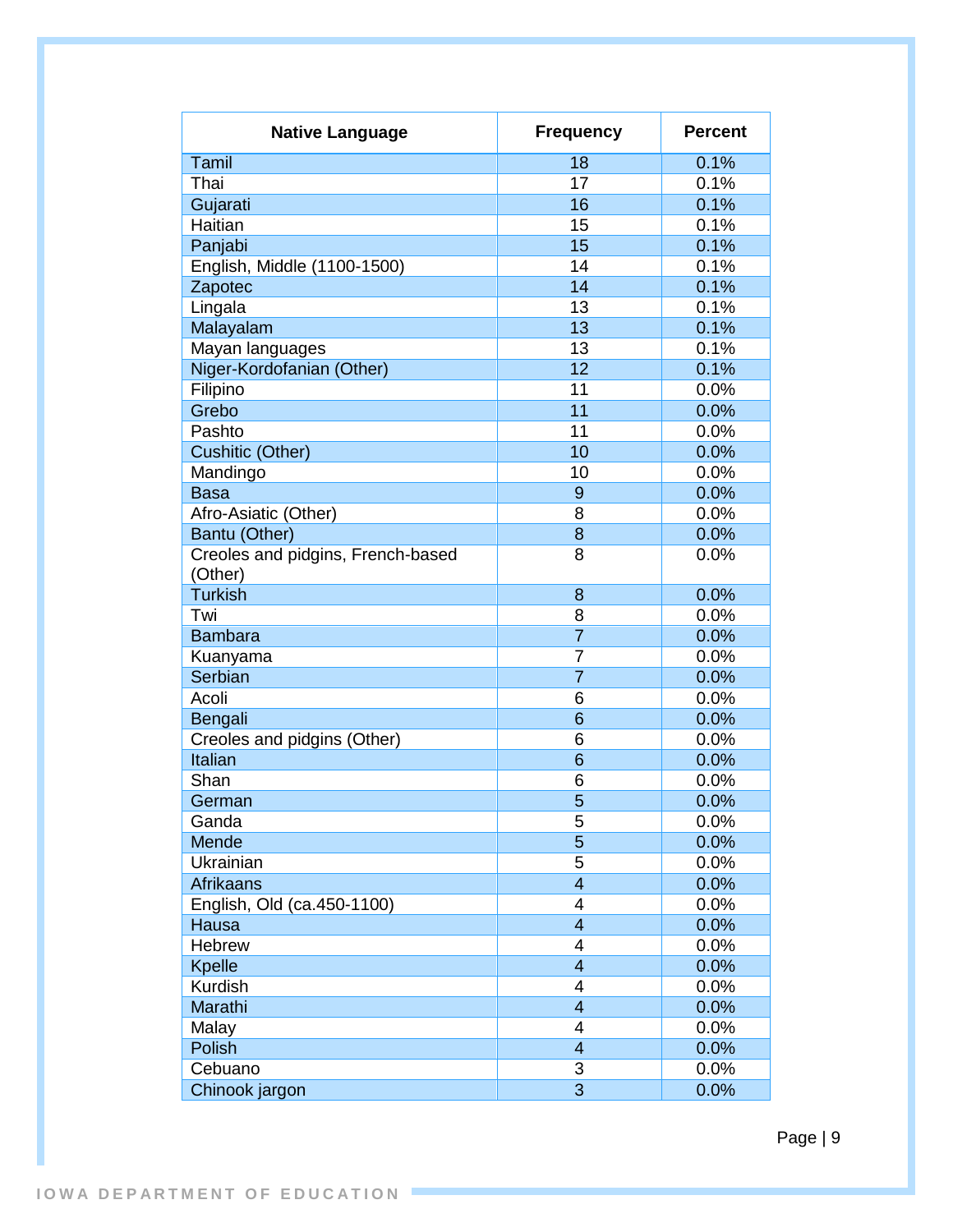| Native Language | Frequency | Percent |
|---|---|---|
| Tamil | 18 | 0.1% |
| Thai | 17 | 0.1% |
| Gujarati | 16 | 0.1% |
| Haitian | 15 | 0.1% |
| Panjabi | 15 | 0.1% |
| English, Middle (1100-1500) | 14 | 0.1% |
| Zapotec | 14 | 0.1% |
| Lingala | 13 | 0.1% |
| Malayalam | 13 | 0.1% |
| Mayan languages | 13 | 0.1% |
| Niger-Kordofanian (Other) | 12 | 0.1% |
| Filipino | 11 | 0.0% |
| Grebo | 11 | 0.0% |
| Pashto | 11 | 0.0% |
| Cushitic (Other) | 10 | 0.0% |
| Mandingo | 10 | 0.0% |
| Basa | 9 | 0.0% |
| Afro-Asiatic (Other) | 8 | 0.0% |
| Bantu (Other) | 8 | 0.0% |
| Creoles and pidgins, French-based (Other) | 8 | 0.0% |
| Turkish | 8 | 0.0% |
| Twi | 8 | 0.0% |
| Bambara | 7 | 0.0% |
| Kuanyama | 7 | 0.0% |
| Serbian | 7 | 0.0% |
| Acoli | 6 | 0.0% |
| Bengali | 6 | 0.0% |
| Creoles and pidgins (Other) | 6 | 0.0% |
| Italian | 6 | 0.0% |
| Shan | 6 | 0.0% |
| German | 5 | 0.0% |
| Ganda | 5 | 0.0% |
| Mende | 5 | 0.0% |
| Ukrainian | 5 | 0.0% |
| Afrikaans | 4 | 0.0% |
| English, Old (ca.450-1100) | 4 | 0.0% |
| Hausa | 4 | 0.0% |
| Hebrew | 4 | 0.0% |
| Kpelle | 4 | 0.0% |
| Kurdish | 4 | 0.0% |
| Marathi | 4 | 0.0% |
| Malay | 4 | 0.0% |
| Polish | 4 | 0.0% |
| Cebuano | 3 | 0.0% |
| Chinook jargon | 3 | 0.0% |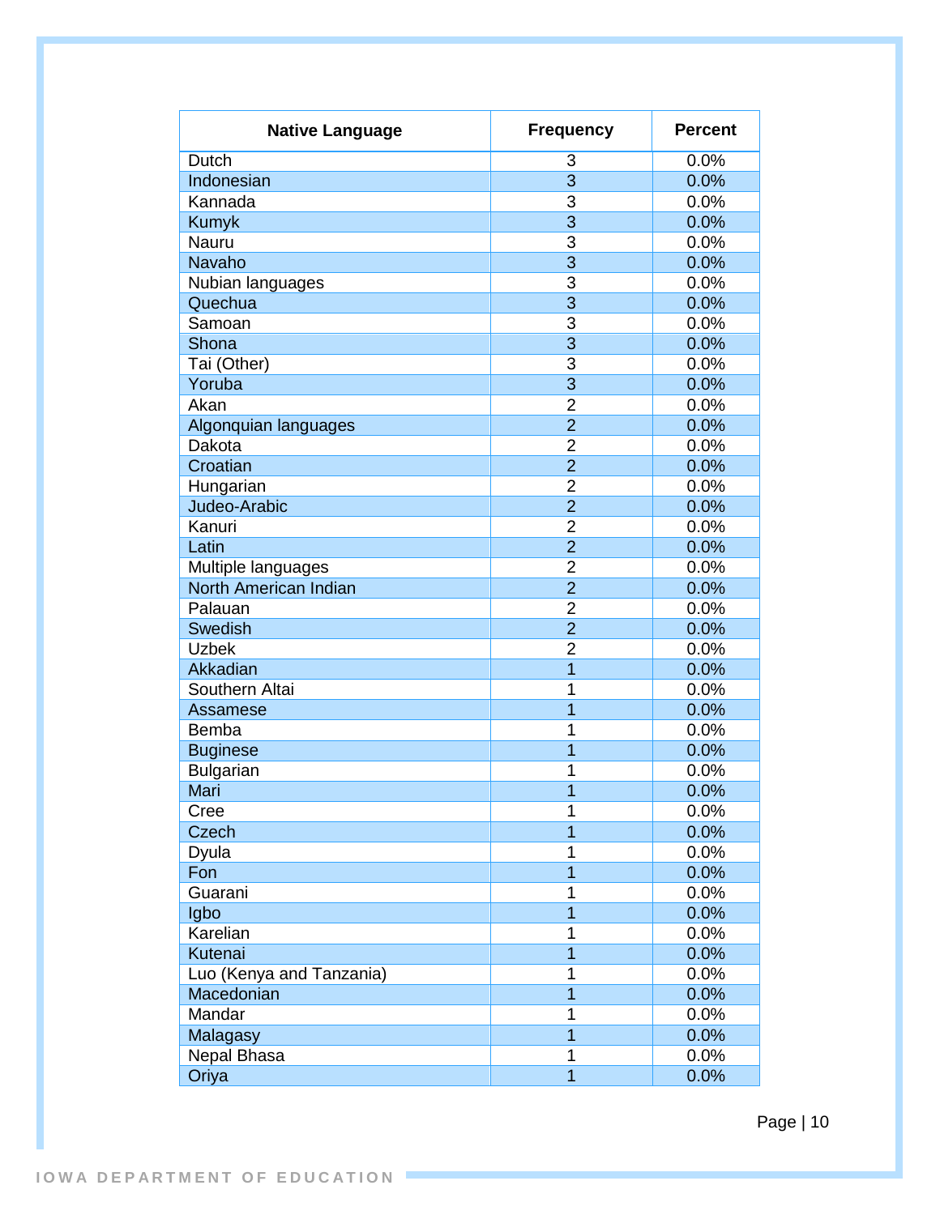| Native Language | Frequency | Percent |
| --- | --- | --- |
| Dutch | 3 | 0.0% |
| Indonesian | 3 | 0.0% |
| Kannada | 3 | 0.0% |
| Kumyk | 3 | 0.0% |
| Nauru | 3 | 0.0% |
| Navaho | 3 | 0.0% |
| Nubian languages | 3 | 0.0% |
| Quechua | 3 | 0.0% |
| Samoan | 3 | 0.0% |
| Shona | 3 | 0.0% |
| Tai (Other) | 3 | 0.0% |
| Yoruba | 3 | 0.0% |
| Akan | 2 | 0.0% |
| Algonquian languages | 2 | 0.0% |
| Dakota | 2 | 0.0% |
| Croatian | 2 | 0.0% |
| Hungarian | 2 | 0.0% |
| Judeo-Arabic | 2 | 0.0% |
| Kanuri | 2 | 0.0% |
| Latin | 2 | 0.0% |
| Multiple languages | 2 | 0.0% |
| North American Indian | 2 | 0.0% |
| Palauan | 2 | 0.0% |
| Swedish | 2 | 0.0% |
| Uzbek | 2 | 0.0% |
| Akkadian | 1 | 0.0% |
| Southern Altai | 1 | 0.0% |
| Assamese | 1 | 0.0% |
| Bemba | 1 | 0.0% |
| Buginese | 1 | 0.0% |
| Bulgarian | 1 | 0.0% |
| Mari | 1 | 0.0% |
| Cree | 1 | 0.0% |
| Czech | 1 | 0.0% |
| Dyula | 1 | 0.0% |
| Fon | 1 | 0.0% |
| Guarani | 1 | 0.0% |
| Igbo | 1 | 0.0% |
| Karelian | 1 | 0.0% |
| Kutenai | 1 | 0.0% |
| Luo (Kenya and Tanzania) | 1 | 0.0% |
| Macedonian | 1 | 0.0% |
| Mandar | 1 | 0.0% |
| Malagasy | 1 | 0.0% |
| Nepal Bhasa | 1 | 0.0% |
| Oriya | 1 | 0.0% |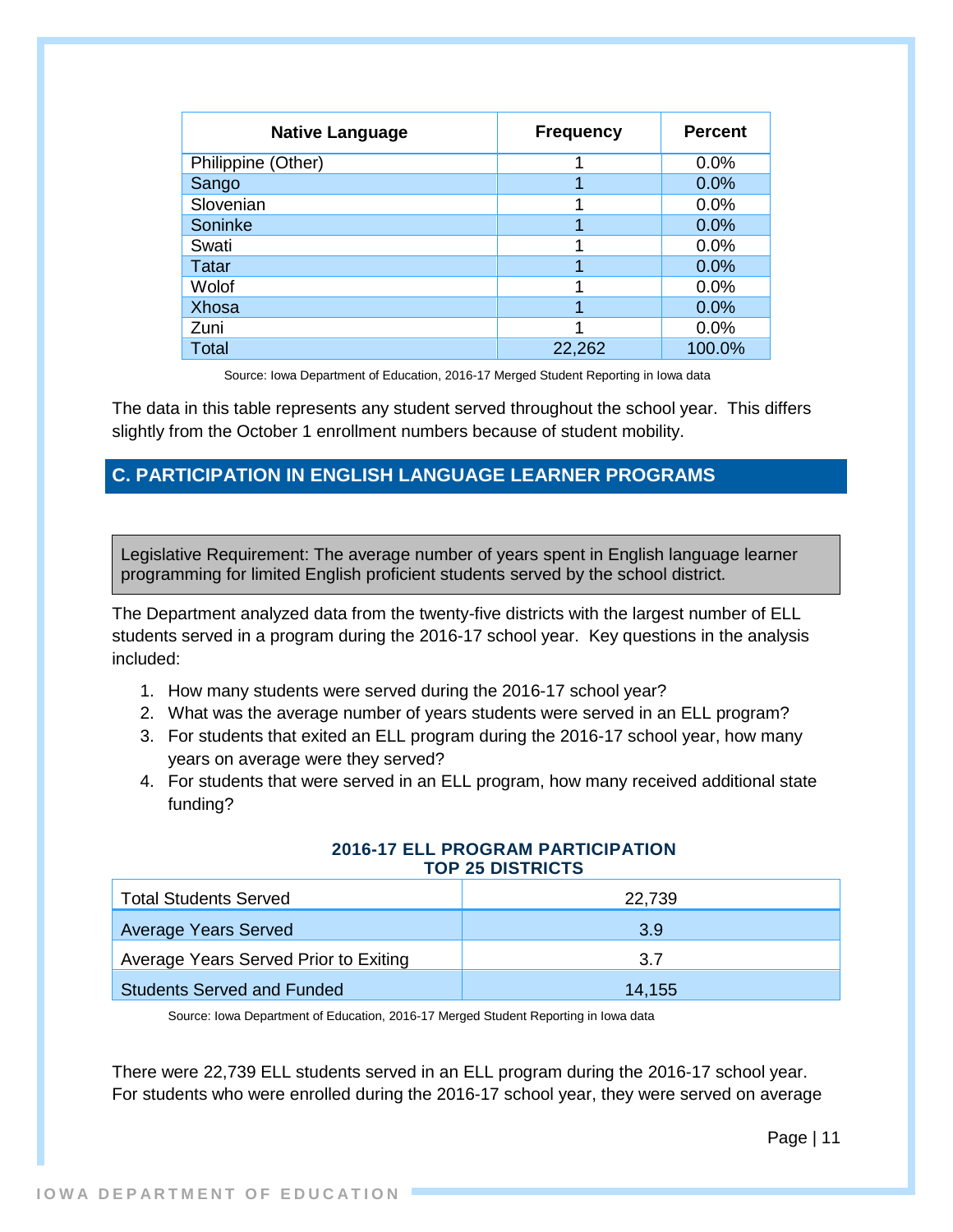| Native Language | Frequency | Percent |
|---|---|---|
| Philippine (Other) | 1 | 0.0% |
| Sango | 1 | 0.0% |
| Slovenian | 1 | 0.0% |
| Soninke | 1 | 0.0% |
| Swati | 1 | 0.0% |
| Tatar | 1 | 0.0% |
| Wolof | 1 | 0.0% |
| Xhosa | 1 | 0.0% |
| Zuni | 1 | 0.0% |
| Total | 22,262 | 100.0% |

Source: Iowa Department of Education, 2016-17 Merged Student Reporting in Iowa data

The data in this table represents any student served throughout the school year. This differs slightly from the October 1 enrollment numbers because of student mobility.

## C. PARTICIPATION IN ENGLISH LANGUAGE LEARNER PROGRAMS

Legislative Requirement: The average number of years spent in English language learner programming for limited English proficient students served by the school district.

The Department analyzed data from the twenty-five districts with the largest number of ELL students served in a program during the 2016-17 school year. Key questions in the analysis included:

1. How many students were served during the 2016-17 school year?
2. What was the average number of years students were served in an ELL program?
3. For students that exited an ELL program during the 2016-17 school year, how many years on average were they served?
4. For students that were served in an ELL program, how many received additional state funding?

**2016-17 ELL PROGRAM PARTICIPATION**
**TOP 25 DISTRICTS**

| | |
|---|---|
| Total Students Served | 22,739 |
| Average Years Served | 3.9 |
| Average Years Served Prior to Exiting | 3.7 |
| Students Served and Funded | 14,155 |

Source: Iowa Department of Education, 2016-17 Merged Student Reporting in Iowa data

There were 22,739 ELL students served in an ELL program during the 2016-17 school year. For students who were enrolled during the 2016-17 school year, they were served on average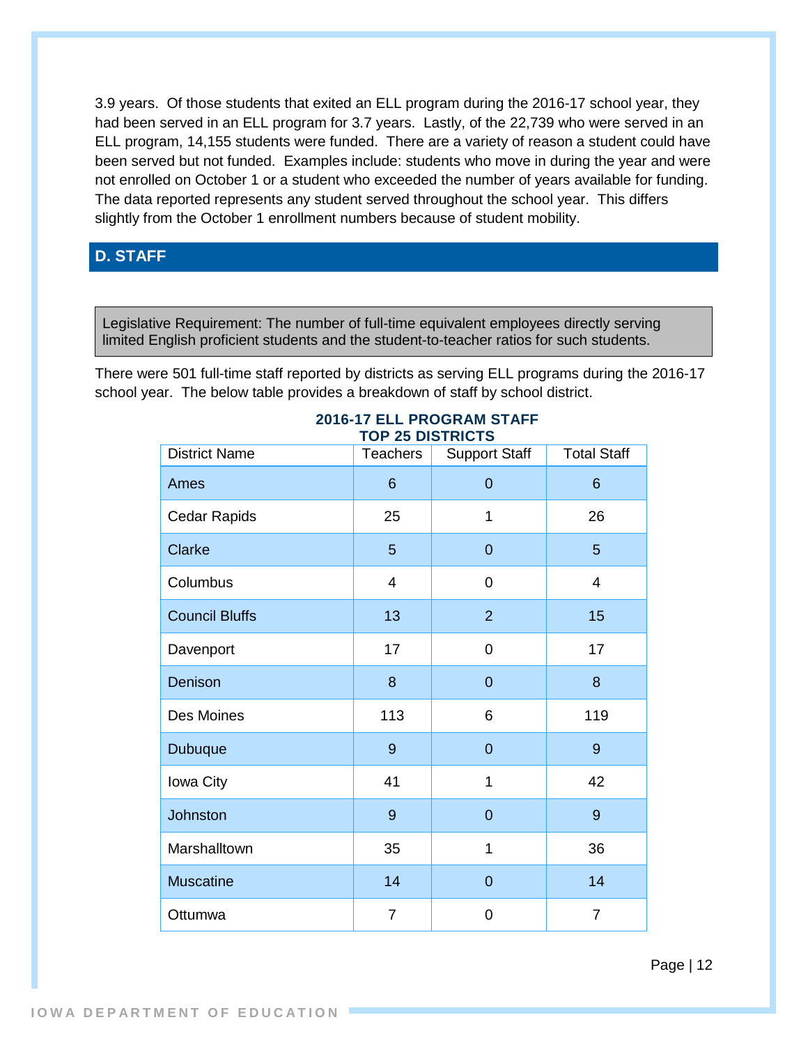3.9 years. Of those students that exited an ELL program during the 2016-17 school year, they had been served in an ELL program for 3.7 years. Lastly, of the 22,739 who were served in an ELL program, 14,155 students were funded. There are a variety of reason a student could have been served but not funded. Examples include: students who move in during the year and were not enrolled on October 1 or a student who exceeded the number of years available for funding. The data reported represents any student served throughout the school year. This differs slightly from the October 1 enrollment numbers because of student mobility.

## D. STAFF

Legislative Requirement: The number of full-time equivalent employees directly serving limited English proficient students and the student-to-teacher ratios for such students.

There were 501 full-time staff reported by districts as serving ELL programs during the 2016-17 school year. The below table provides a breakdown of staff by school district.

**2016-17 ELL PROGRAM STAFF**
**TOP 25 DISTRICTS**

| District Name | Teachers | Support Staff | Total Staff |
|---|---|---|---|
| Ames | 6 | 0 | 6 |
| Cedar Rapids | 25 | 1 | 26 |
| Clarke | 5 | 0 | 5 |
| Columbus | 4 | 0 | 4 |
| Council Bluffs | 13 | 2 | 15 |
| Davenport | 17 | 0 | 17 |
| Denison | 8 | 0 | 8 |
| Des Moines | 113 | 6 | 119 |
| Dubuque | 9 | 0 | 9 |
| Iowa City | 41 | 1 | 42 |
| Johnston | 9 | 0 | 9 |
| Marshalltown | 35 | 1 | 36 |
| Muscatine | 14 | 0 | 14 |
| Ottumwa | 7 | 0 | 7 |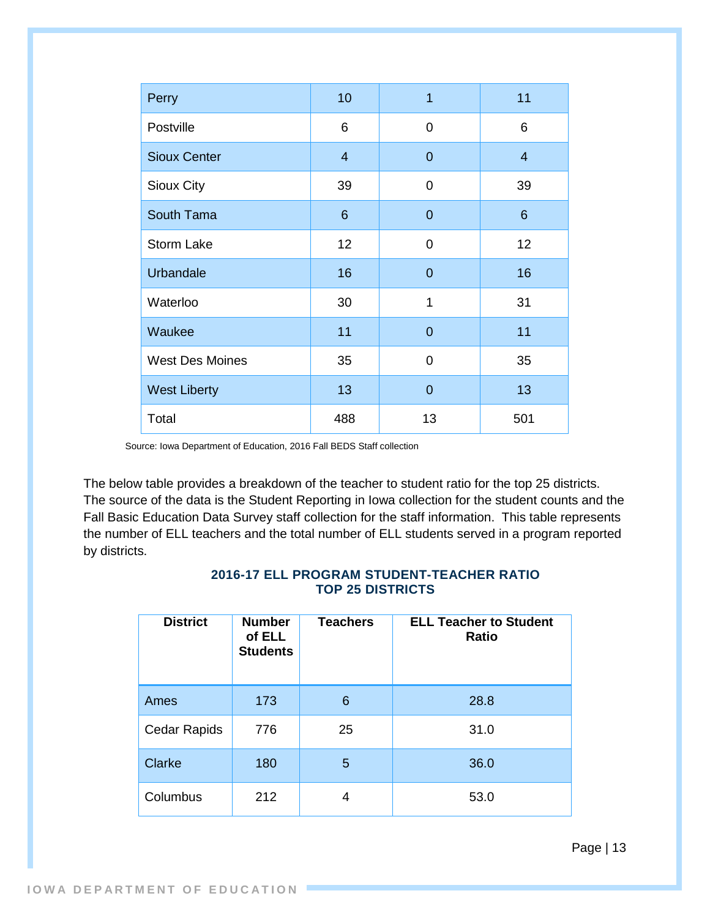| | | | |
|---|---|---|---|
| Perry | 10 | 1 | 11 |
| Postville | 6 | 0 | 6 |
| Sioux Center | 4 | 0 | 4 |
| Sioux City | 39 | 0 | 39 |
| South Tama | 6 | 0 | 6 |
| Storm Lake | 12 | 0 | 12 |
| Urbandale | 16 | 0 | 16 |
| Waterloo | 30 | 1 | 31 |
| Waukee | 11 | 0 | 11 |
| West Des Moines | 35 | 0 | 35 |
| West Liberty | 13 | 0 | 13 |
| Total | 488 | 13 | 501 |

Source: Iowa Department of Education, 2016 Fall BEDS Staff collection

The below table provides a breakdown of the teacher to student ratio for the top 25 districts. The source of the data is the Student Reporting in Iowa collection for the student counts and the Fall Basic Education Data Survey staff collection for the staff information. This table represents the number of ELL teachers and the total number of ELL students served in a program reported by districts.

**2016-17 ELL PROGRAM STUDENT-TEACHER RATIO**
**TOP 25 DISTRICTS**

| District | Number of ELL Students | Teachers | ELL Teacher to Student Ratio |
|---|---|---|---|
| Ames | 173 | 6 | 28.8 |
| Cedar Rapids | 776 | 25 | 31.0 |
| Clarke | 180 | 5 | 36.0 |
| Columbus | 212 | 4 | 53.0 |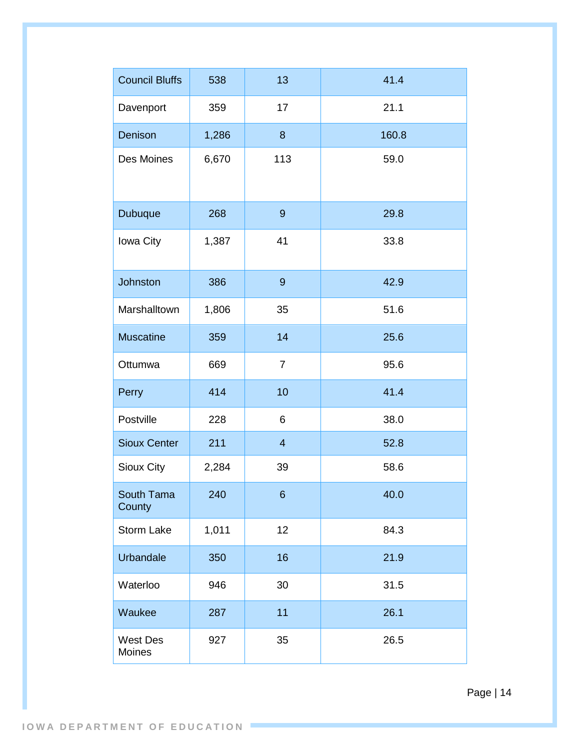| | | | |
|---|---|---|---|
| Council Bluffs | 538 | 13 | 41.4 |
| Davenport | 359 | 17 | 21.1 |
| Denison | 1,286 | 8 | 160.8 |
| Des Moines | 6,670 | 113 | 59.0 |
| Dubuque | 268 | 9 | 29.8 |
| Iowa City | 1,387 | 41 | 33.8 |
| Johnston | 386 | 9 | 42.9 |
| Marshalltown | 1,806 | 35 | 51.6 |
| Muscatine | 359 | 14 | 25.6 |
| Ottumwa | 669 | 7 | 95.6 |
| Perry | 414 | 10 | 41.4 |
| Postville | 228 | 6 | 38.0 |
| Sioux Center | 211 | 4 | 52.8 |
| Sioux City | 2,284 | 39 | 58.6 |
| South Tama County | 240 | 6 | 40.0 |
| Storm Lake | 1,011 | 12 | 84.3 |
| Urbandale | 350 | 16 | 21.9 |
| Waterloo | 946 | 30 | 31.5 |
| Waukee | 287 | 11 | 26.1 |
| West Des Moines | 927 | 35 | 26.5 |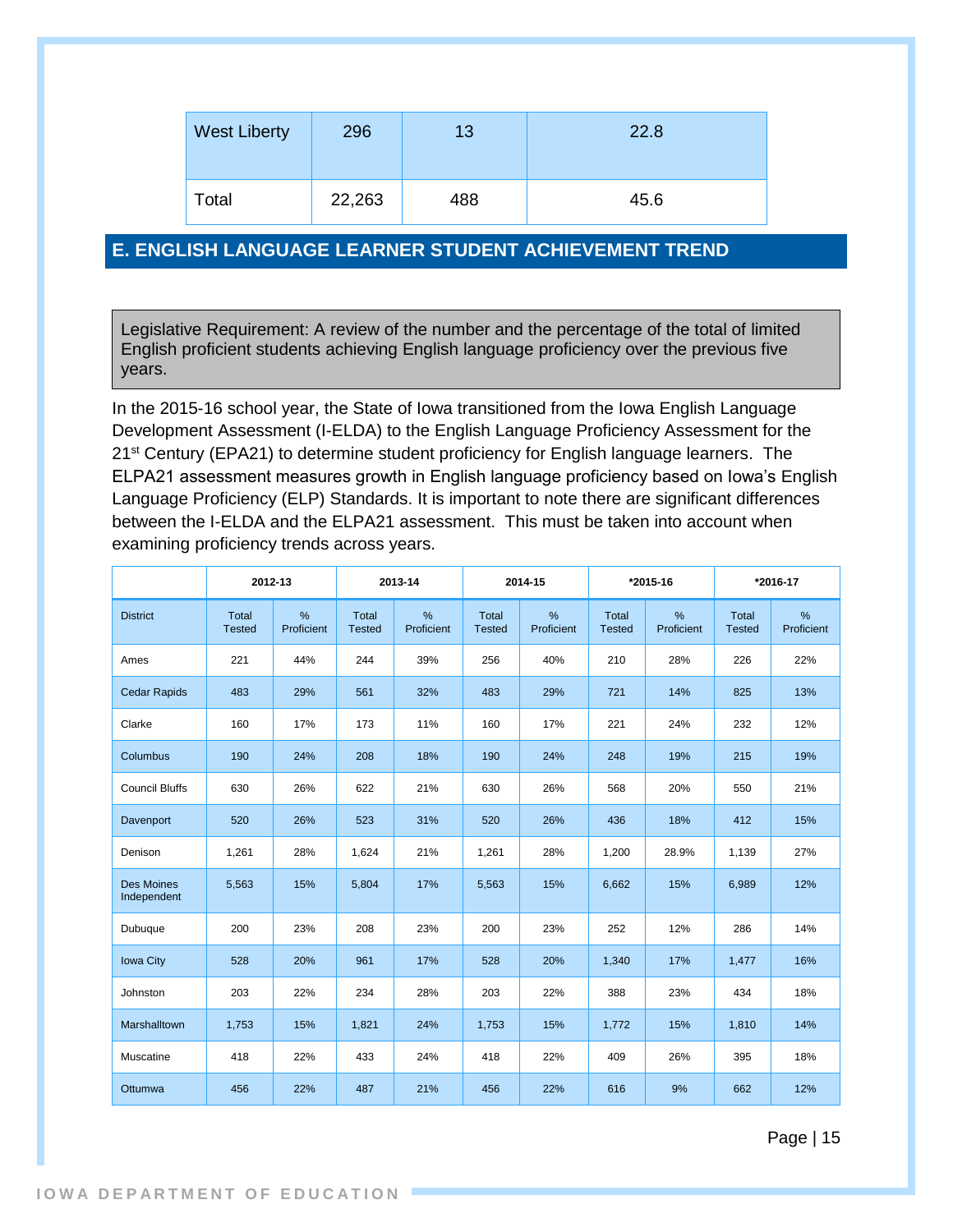| West Liberty | 296 | 13 | 22.8 |
|---|---|---|---|
| Total | 22,263 | 488 | 45.6 |

## E. ENGLISH LANGUAGE LEARNER STUDENT ACHIEVEMENT TREND

Legislative Requirement: A review of the number and the percentage of the total of limited English proficient students achieving English language proficiency over the previous five years.

In the 2015-16 school year, the State of Iowa transitioned from the Iowa English Language Development Assessment (I-ELDA) to the English Language Proficiency Assessment for the 21st Century (EPA21) to determine student proficiency for English language learners. The ELPA21 assessment measures growth in English language proficiency based on Iowa's English Language Proficiency (ELP) Standards. It is important to note there are significant differences between the I-ELDA and the ELPA21 assessment. This must be taken into account when examining proficiency trends across years.

| | 2012-13 | | 2013-14 | | 2014-15 | | *2015-16 | | *2016-17 | |
|---|---|---|---|---|---|---|---|---|---|---|
| District | Total Tested | % Proficient | Total Tested | % Proficient | Total Tested | % Proficient | Total Tested | % Proficient | Total Tested | % Proficient |
| Ames | 221 | 44% | 244 | 39% | 256 | 40% | 210 | 28% | 226 | 22% |
| Cedar Rapids | 483 | 29% | 561 | 32% | 483 | 29% | 721 | 14% | 825 | 13% |
| Clarke | 160 | 17% | 173 | 11% | 160 | 17% | 221 | 24% | 232 | 12% |
| Columbus | 190 | 24% | 208 | 18% | 190 | 24% | 248 | 19% | 215 | 19% |
| Council Bluffs | 630 | 26% | 622 | 21% | 630 | 26% | 568 | 20% | 550 | 21% |
| Davenport | 520 | 26% | 523 | 31% | 520 | 26% | 436 | 18% | 412 | 15% |
| Denison | 1,261 | 28% | 1,624 | 21% | 1,261 | 28% | 1,200 | 28.9% | 1,139 | 27% |
| Des Moines Independent | 5,563 | 15% | 5,804 | 17% | 5,563 | 15% | 6,662 | 15% | 6,989 | 12% |
| Dubuque | 200 | 23% | 208 | 23% | 200 | 23% | 252 | 12% | 286 | 14% |
| Iowa City | 528 | 20% | 961 | 17% | 528 | 20% | 1,340 | 17% | 1,477 | 16% |
| Johnston | 203 | 22% | 234 | 28% | 203 | 22% | 388 | 23% | 434 | 18% |
| Marshalltown | 1,753 | 15% | 1,821 | 24% | 1,753 | 15% | 1,772 | 15% | 1,810 | 14% |
| Muscatine | 418 | 22% | 433 | 24% | 418 | 22% | 409 | 26% | 395 | 18% |
| Ottumwa | 456 | 22% | 487 | 21% | 456 | 22% | 616 | 9% | 662 | 12% |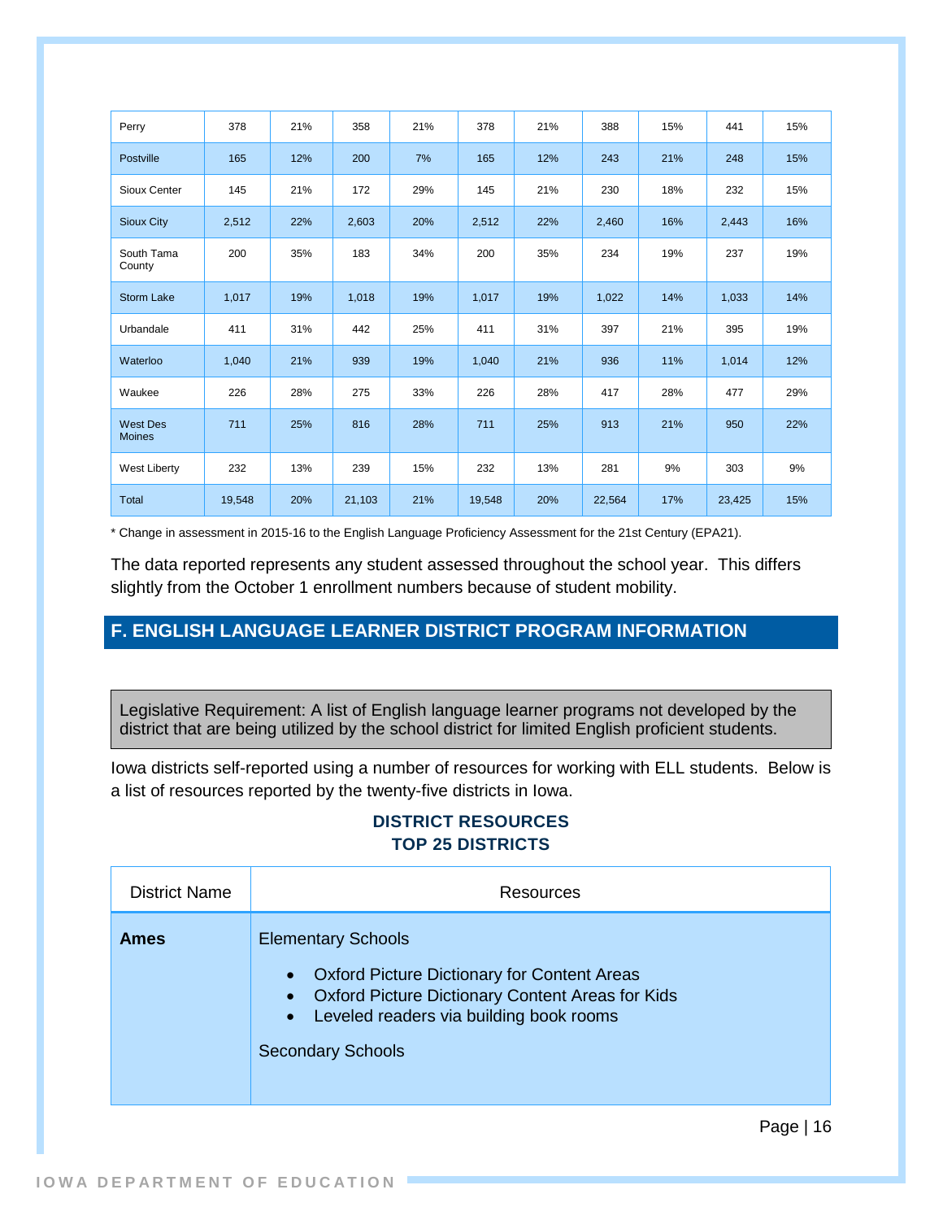| | | | | | | | | | | |
|---|---|---|---|---|---|---|---|---|---|---|
| Perry | 378 | 21% | 358 | 21% | 378 | 21% | 388 | 15% | 441 | 15% |
| Postville | 165 | 12% | 200 | 7% | 165 | 12% | 243 | 21% | 248 | 15% |
| Sioux Center | 145 | 21% | 172 | 29% | 145 | 21% | 230 | 18% | 232 | 15% |
| Sioux City | 2,512 | 22% | 2,603 | 20% | 2,512 | 22% | 2,460 | 16% | 2,443 | 16% |
| South Tama County | 200 | 35% | 183 | 34% | 200 | 35% | 234 | 19% | 237 | 19% |
| Storm Lake | 1,017 | 19% | 1,018 | 19% | 1,017 | 19% | 1,022 | 14% | 1,033 | 14% |
| Urbandale | 411 | 31% | 442 | 25% | 411 | 31% | 397 | 21% | 395 | 19% |
| Waterloo | 1,040 | 21% | 939 | 19% | 1,040 | 21% | 936 | 11% | 1,014 | 12% |
| Waukee | 226 | 28% | 275 | 33% | 226 | 28% | 417 | 28% | 477 | 29% |
| West Des Moines | 711 | 25% | 816 | 28% | 711 | 25% | 913 | 21% | 950 | 22% |
| West Liberty | 232 | 13% | 239 | 15% | 232 | 13% | 281 | 9% | 303 | 9% |
| Total | 19,548 | 20% | 21,103 | 21% | 19,548 | 20% | 22,564 | 17% | 23,425 | 15% |

* Change in assessment in 2015-16 to the English Language Proficiency Assessment for the 21st Century (EPA21).

The data reported represents any student assessed throughout the school year. This differs slightly from the October 1 enrollment numbers because of student mobility.

## F. ENGLISH LANGUAGE LEARNER DISTRICT PROGRAM INFORMATION

Legislative Requirement: A list of English language learner programs not developed by the district that are being utilized by the school district for limited English proficient students.

Iowa districts self-reported using a number of resources for working with ELL students. Below is a list of resources reported by the twenty-five districts in Iowa.

### DISTRICT RESOURCES
### TOP 25 DISTRICTS

| District Name | Resources |
|---|---|
| **Ames** | Elementary Schools<br>• Oxford Picture Dictionary for Content Areas<br>• Oxford Picture Dictionary Content Areas for Kids<br>• Leveled readers via building book rooms<br>Secondary Schools |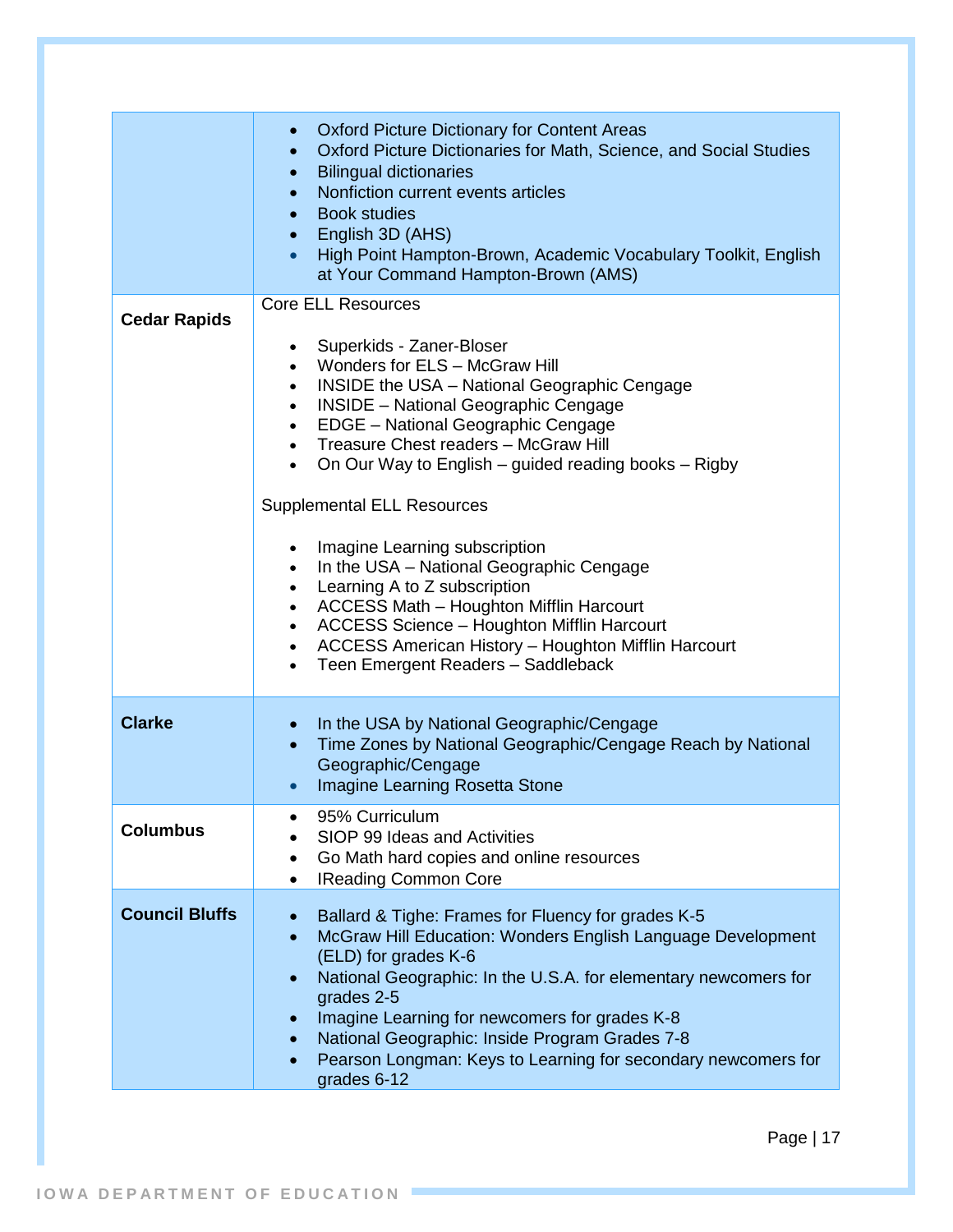| | |
|---|---|
| | • Oxford Picture Dictionary for Content Areas<br>• Oxford Picture Dictionaries for Math, Science, and Social Studies<br>• Bilingual dictionaries<br>• Nonfiction current events articles<br>• Book studies<br>• English 3D (AHS)<br>• High Point Hampton-Brown, Academic Vocabulary Toolkit, English at Your Command Hampton-Brown (AMS) |
| **Cedar Rapids** | Core ELL Resources<br><br>• Superkids - Zaner-Bloser<br>• Wonders for ELS – McGraw Hill<br>• INSIDE the USA – National Geographic Cengage<br>• INSIDE – National Geographic Cengage<br>• EDGE – National Geographic Cengage<br>• Treasure Chest readers – McGraw Hill<br>• On Our Way to English – guided reading books – Rigby<br><br>Supplemental ELL Resources<br><br>• Imagine Learning subscription<br>• In the USA – National Geographic Cengage<br>• Learning A to Z subscription<br>• ACCESS Math – Houghton Mifflin Harcourt<br>• ACCESS Science – Houghton Mifflin Harcourt<br>• ACCESS American History – Houghton Mifflin Harcourt<br>• Teen Emergent Readers – Saddleback |
| **Clarke** | • In the USA by National Geographic/Cengage<br>• Time Zones by National Geographic/Cengage Reach by National Geographic/Cengage<br>• Imagine Learning Rosetta Stone |
| **Columbus** | • 95% Curriculum<br>• SIOP 99 Ideas and Activities<br>• Go Math hard copies and online resources<br>• IReading Common Core |
| **Council Bluffs** | • Ballard & Tighe: Frames for Fluency for grades K-5<br>• McGraw Hill Education: Wonders English Language Development (ELD) for grades K-6<br>• National Geographic: In the U.S.A. for elementary newcomers for grades 2-5<br>• Imagine Learning for newcomers for grades K-8<br>• National Geographic: Inside Program Grades 7-8<br>• Pearson Longman: Keys to Learning for secondary newcomers for grades 6-12 |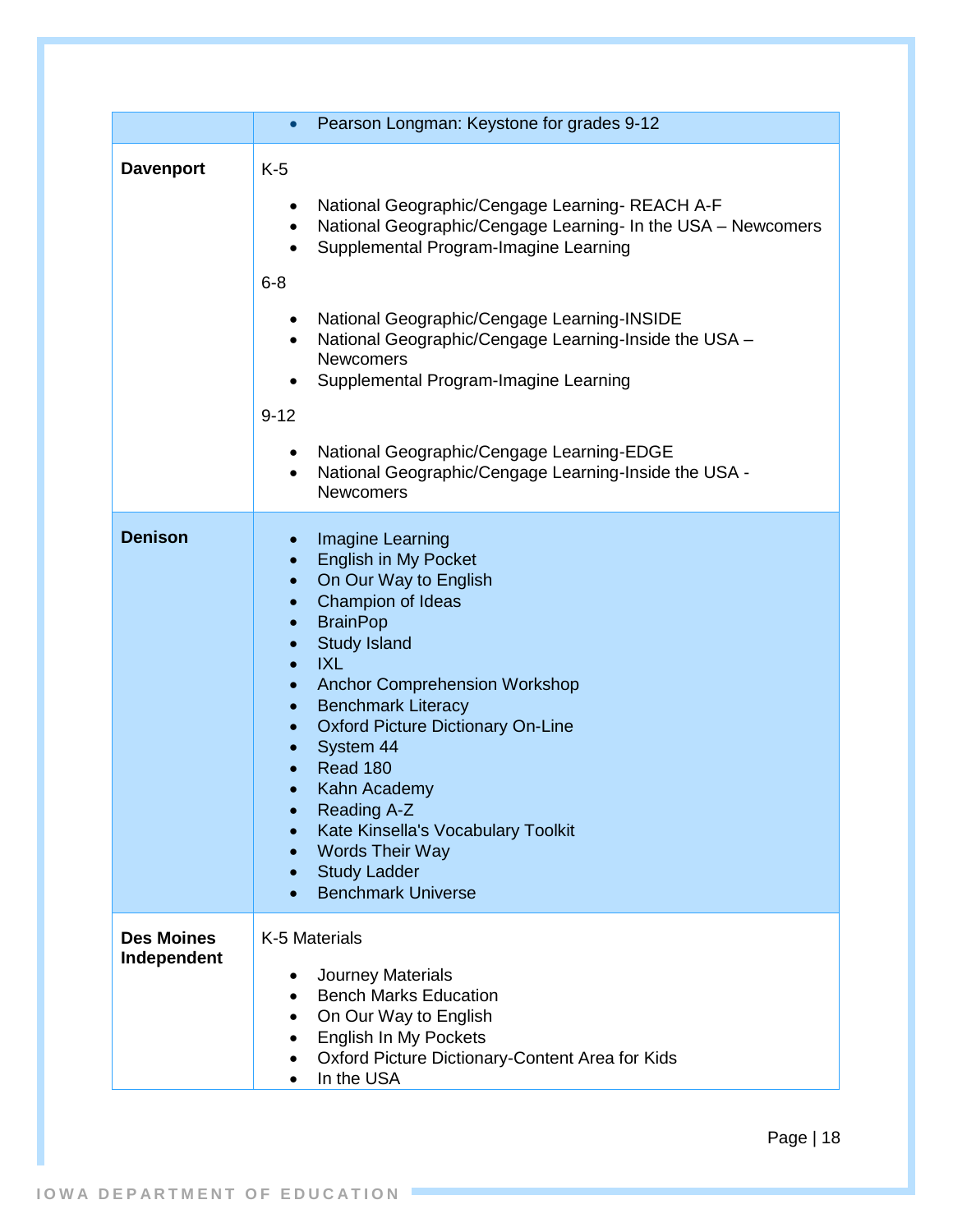| | |
|---|---|
| | • Pearson Longman: Keystone for grades 9-12 |
| **Davenport** | K-5<br><br>• National Geographic/Cengage Learning- REACH A-F<br>• National Geographic/Cengage Learning- In the USA – Newcomers<br>• Supplemental Program-Imagine Learning<br><br>6-8<br><br>• National Geographic/Cengage Learning-INSIDE<br>• National Geographic/Cengage Learning-Inside the USA – Newcomers<br>• Supplemental Program-Imagine Learning<br><br>9-12<br><br>• National Geographic/Cengage Learning-EDGE<br>• National Geographic/Cengage Learning-Inside the USA - Newcomers |
| **Denison** | • Imagine Learning<br>• English in My Pocket<br>• On Our Way to English<br>• Champion of Ideas<br>• BrainPop<br>• Study Island<br>• IXL<br>• Anchor Comprehension Workshop<br>• Benchmark Literacy<br>• Oxford Picture Dictionary On-Line<br>• System 44<br>• Read 180<br>• Kahn Academy<br>• Reading A-Z<br>• Kate Kinsella's Vocabulary Toolkit<br>• Words Their Way<br>• Study Ladder<br>• Benchmark Universe |
| **Des Moines Independent** | K-5 Materials<br><br>• Journey Materials<br>• Bench Marks Education<br>• On Our Way to English<br>• English In My Pockets<br>• Oxford Picture Dictionary-Content Area for Kids<br>• In the USA |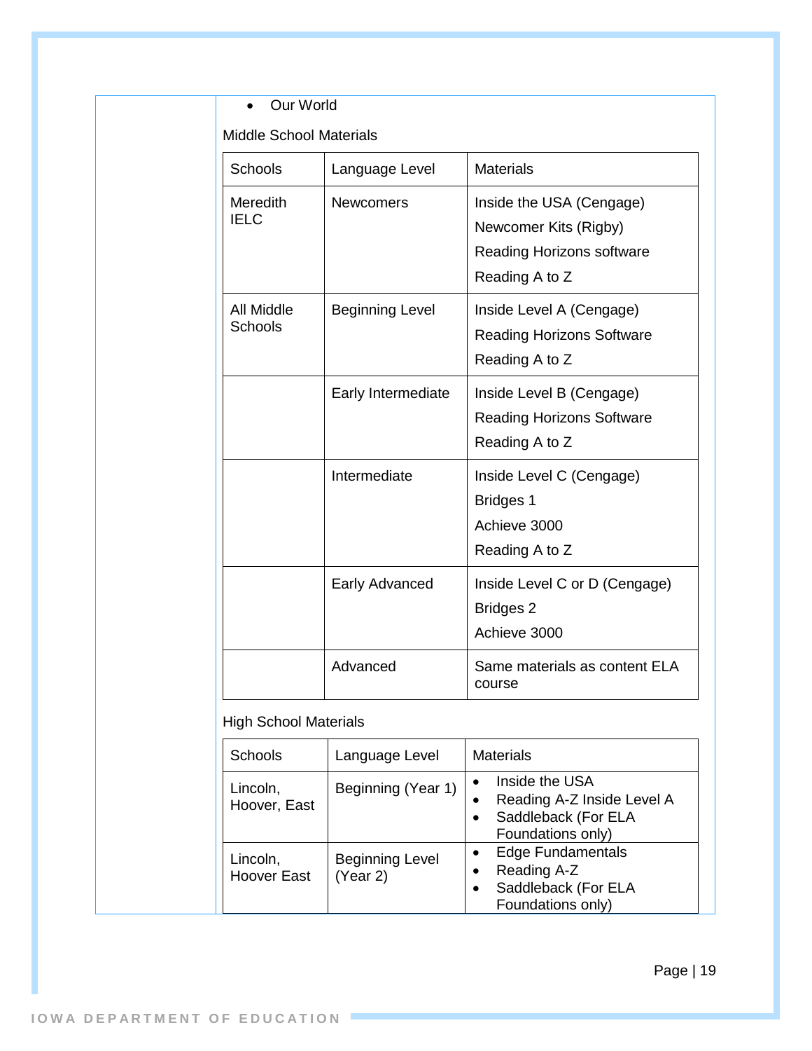- Our World

Middle School Materials

| Schools | Language Level | Materials |
| --- | --- | --- |
| Meredith IELC | Newcomers | Inside the USA (Cengage)<br>Newcomer Kits (Rigby)<br>Reading Horizons software<br>Reading A to Z |
| All Middle Schools | Beginning Level | Inside Level A (Cengage)<br>Reading Horizons Software<br>Reading A to Z |
| | Early Intermediate | Inside Level B (Cengage)<br>Reading Horizons Software<br>Reading A to Z |
| | Intermediate | Inside Level C (Cengage)<br>Bridges 1<br>Achieve 3000<br>Reading A to Z |
| | Early Advanced | Inside Level C or D (Cengage)<br>Bridges 2<br>Achieve 3000 |
| | Advanced | Same materials as content ELA course |

High School Materials

| Schools | Language Level | Materials |
| --- | --- | --- |
| Lincoln, Hoover, East | Beginning (Year 1) | • Inside the USA<br>• Reading A-Z Inside Level A<br>• Saddleback (For ELA Foundations only) |
| Lincoln, Hoover East | Beginning Level (Year 2) | • Edge Fundamentals<br>• Reading A-Z<br>• Saddleback (For ELA Foundations only) |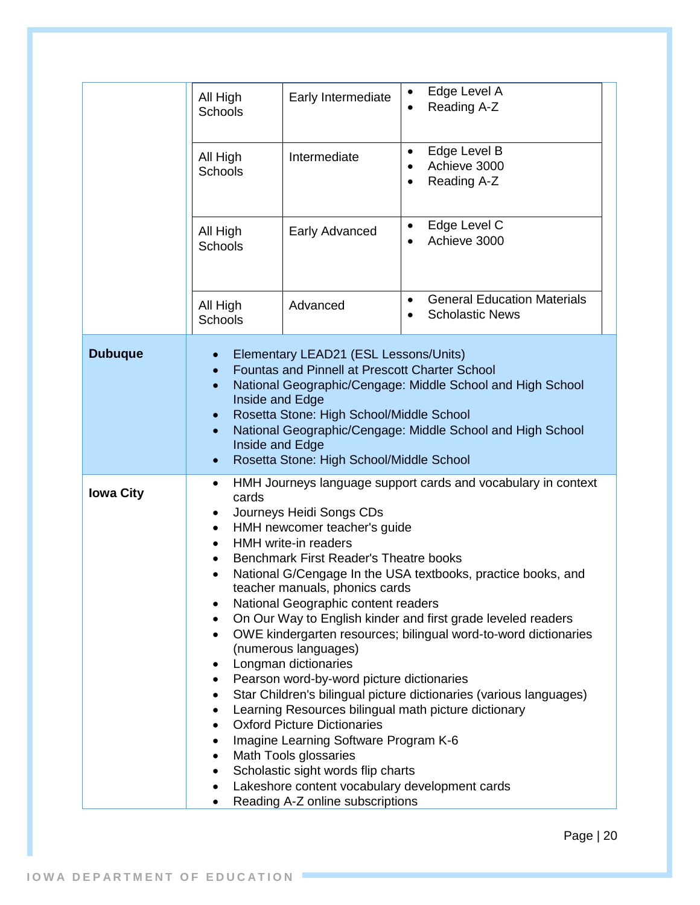| District | School | Level | Materials |
|---|---|---|---|
| | All High Schools | Early Intermediate | • Edge Level A<br>• Reading A-Z |
| | All High Schools | Intermediate | • Edge Level B<br>• Achieve 3000<br>• Reading A-Z |
| | All High Schools | Early Advanced | • Edge Level C<br>• Achieve 3000 |
| | All High Schools | Advanced | • General Education Materials<br>• Scholastic News |
| **Dubuque** | • Elementary LEAD21 (ESL Lessons/Units)<br>• Fountas and Pinnell at Prescott Charter School<br>• National Geographic/Cengage: Middle School and High School Inside and Edge<br>• Rosetta Stone: High School/Middle School<br>• National Geographic/Cengage: Middle School and High School Inside and Edge<br>• Rosetta Stone: High School/Middle School | | |
| **Iowa City** | • HMH Journeys language support cards and vocabulary in context cards<br>• Journeys Heidi Songs CDs<br>• HMH newcomer teacher's guide<br>• HMH write-in readers<br>• Benchmark First Reader's Theatre books<br>• National G/Cengage In the USA textbooks, practice books, and teacher manuals, phonics cards<br>• National Geographic content readers<br>• On Our Way to English kinder and first grade leveled readers<br>• OWE kindergarten resources; bilingual word-to-word dictionaries (numerous languages)<br>• Longman dictionaries<br>• Pearson word-by-word picture dictionaries<br>• Star Children's bilingual picture dictionaries (various languages)<br>• Learning Resources bilingual math picture dictionary<br>• Oxford Picture Dictionaries<br>• Imagine Learning Software Program K-6<br>• Math Tools glossaries<br>• Scholastic sight words flip charts<br>• Lakeshore content vocabulary development cards<br>• Reading A-Z online subscriptions | | |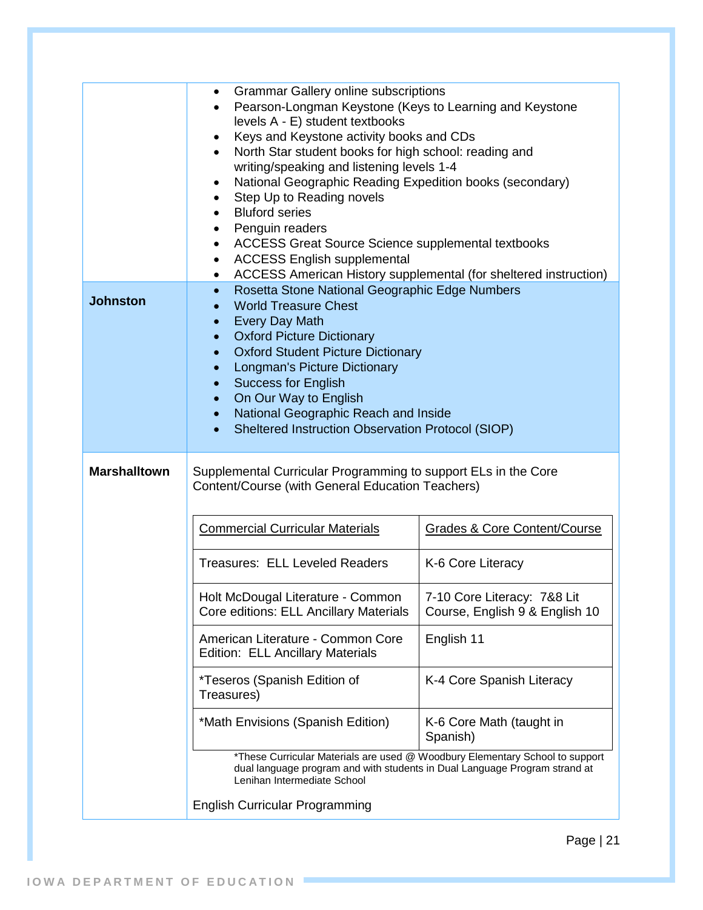| | |
|---|---|
| | • Grammar Gallery online subscriptions<br>• Pearson-Longman Keystone (Keys to Learning and Keystone levels A - E) student textbooks<br>• Keys and Keystone activity books and CDs<br>• North Star student books for high school: reading and writing/speaking and listening levels 1-4<br>• National Geographic Reading Expedition books (secondary)<br>• Step Up to Reading novels<br>• Bluford series<br>• Penguin readers<br>• ACCESS Great Source Science supplemental textbooks<br>• ACCESS English supplemental<br>• ACCESS American History supplemental (for sheltered instruction) |
| **Johnston** | • Rosetta Stone National Geographic Edge Numbers<br>• World Treasure Chest<br>• Every Day Math<br>• Oxford Picture Dictionary<br>• Oxford Student Picture Dictionary<br>• Longman's Picture Dictionary<br>• Success for English<br>• On Our Way to English<br>• National Geographic Reach and Inside<br>• Sheltered Instruction Observation Protocol (SIOP) |
| **Marshalltown** | Supplemental Curricular Programming to support ELs in the Core Content/Course (with General Education Teachers) |

| Commercial Curricular Materials | Grades & Core Content/Course |
|---|---|
| Treasures: ELL Leveled Readers | K-6 Core Literacy |
| Holt McDougal Literature - Common Core editions: ELL Ancillary Materials | 7-10 Core Literacy: 7&8 Lit Course, English 9 & English 10 |
| American Literature - Common Core Edition: ELL Ancillary Materials | English 11 |
| *Teseros (Spanish Edition of Treasures) | K-4 Core Spanish Literacy |
| *Math Envisions (Spanish Edition) | K-6 Core Math (taught in Spanish) |

*These Curricular Materials are used @ Woodbury Elementary School to support dual language program and with students in Dual Language Program strand at Lenihan Intermediate School

English Curricular Programming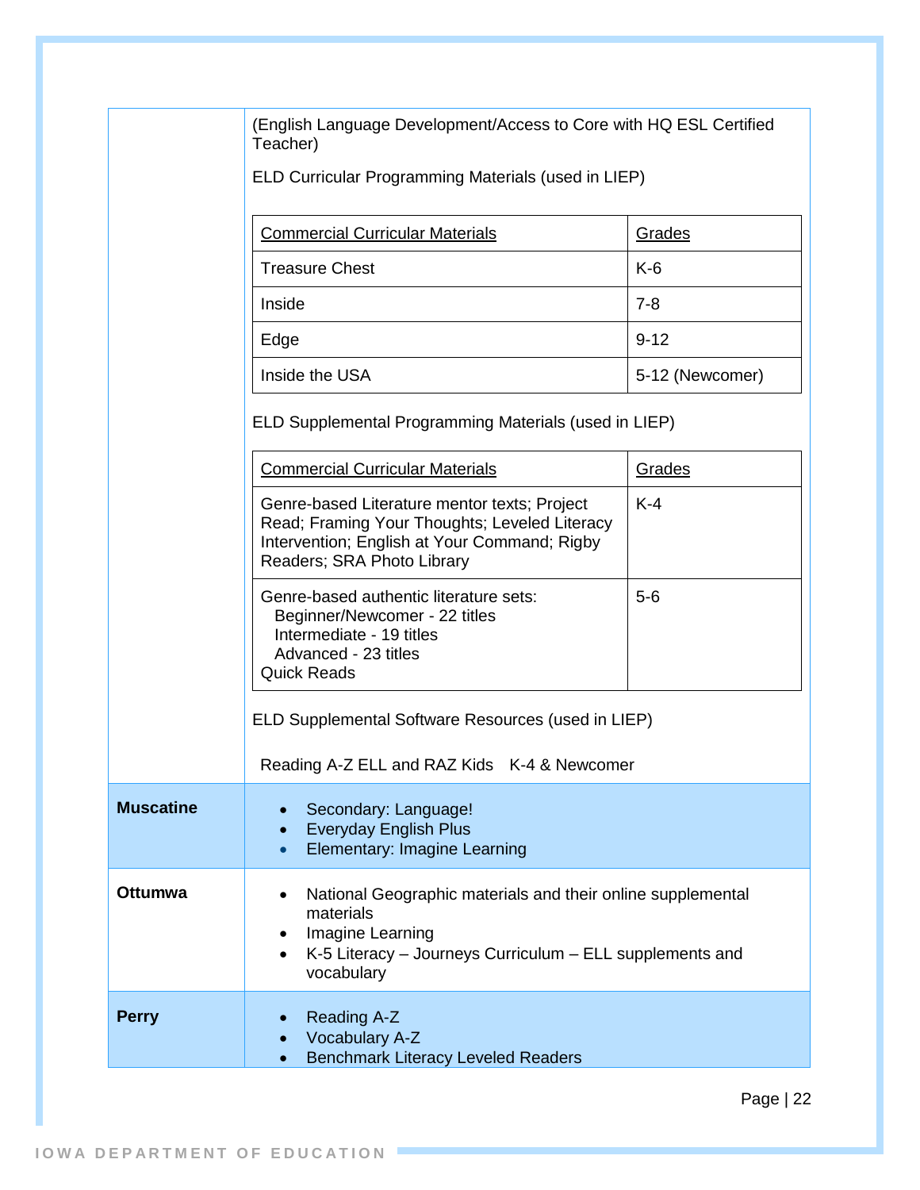| | |
|---|---|
| | (English Language Development/Access to Core with HQ ESL Certified Teacher)<br><br>ELD Curricular Programming Materials (used in LIEP)<br><br>**Commercial Curricular Materials** — **Grades**<br>Treasure Chest — K-6<br>Inside — 7-8<br>Edge — 9-12<br>Inside the USA — 5-12 (Newcomer)<br><br>ELD Supplemental Programming Materials (used in LIEP)<br><br>**Commercial Curricular Materials** — **Grades**<br>Genre-based Literature mentor texts; Project Read; Framing Your Thoughts; Leveled Literacy Intervention; English at Your Command; Rigby Readers; SRA Photo Library — K-4<br>Genre-based authentic literature sets: Beginner/Newcomer - 22 titles; Intermediate - 19 titles; Advanced - 23 titles; Quick Reads — 5-6<br><br>ELD Supplemental Software Resources (used in LIEP)<br><br>Reading A-Z ELL and RAZ Kids K-4 & Newcomer |
| **Muscatine** | • Secondary: Language!<br>• Everyday English Plus<br>• Elementary: Imagine Learning |
| **Ottumwa** | • National Geographic materials and their online supplemental materials<br>• Imagine Learning<br>• K-5 Literacy – Journeys Curriculum – ELL supplements and vocabulary |
| **Perry** | • Reading A-Z<br>• Vocabulary A-Z<br>• Benchmark Literacy Leveled Readers |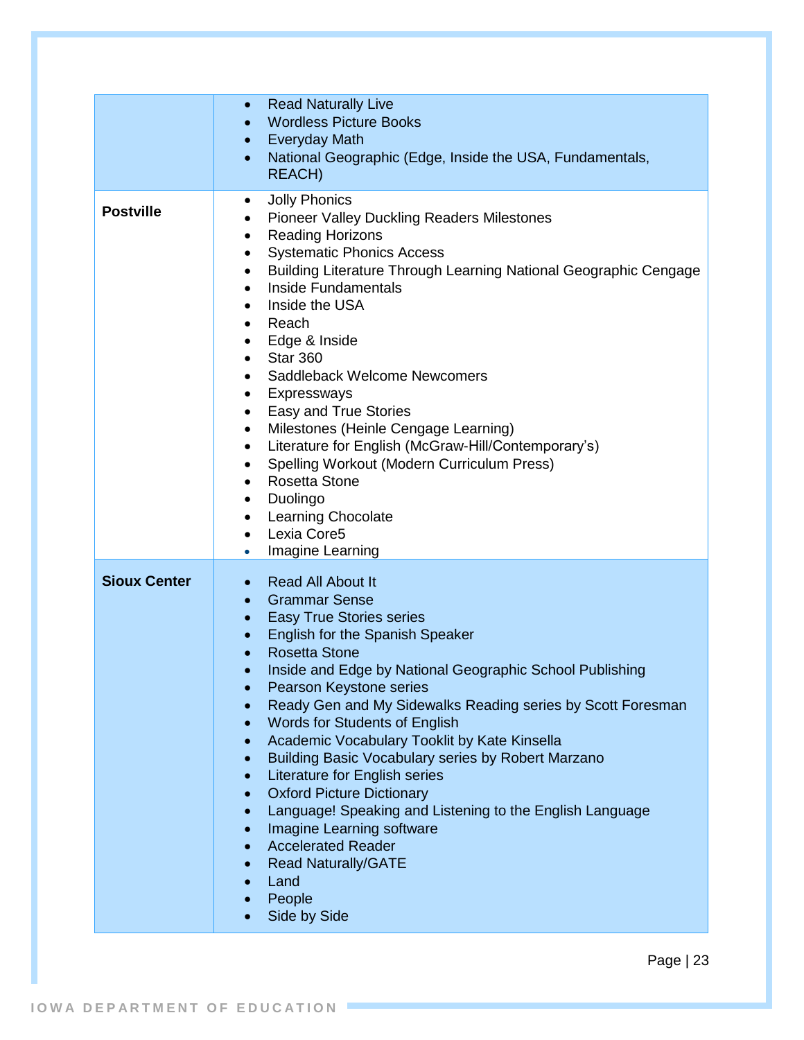| | |
|---|---|
| | • Read Naturally Live<br>• Wordless Picture Books<br>• Everyday Math<br>• National Geographic (Edge, Inside the USA, Fundamentals, REACH) |
| **Postville** | • Jolly Phonics<br>• Pioneer Valley Duckling Readers Milestones<br>• Reading Horizons<br>• Systematic Phonics Access<br>• Building Literature Through Learning National Geographic Cengage<br>• Inside Fundamentals<br>• Inside the USA<br>• Reach<br>• Edge & Inside<br>• Star 360<br>• Saddleback Welcome Newcomers<br>• Expressways<br>• Easy and True Stories<br>• Milestones (Heinle Cengage Learning)<br>• Literature for English (McGraw-Hill/Contemporary's)<br>• Spelling Workout (Modern Curriculum Press)<br>• Rosetta Stone<br>• Duolingo<br>• Learning Chocolate<br>• Lexia Core5<br>• Imagine Learning |
| **Sioux Center** | • Read All About It<br>• Grammar Sense<br>• Easy True Stories series<br>• English for the Spanish Speaker<br>• Rosetta Stone<br>• Inside and Edge by National Geographic School Publishing<br>• Pearson Keystone series<br>• Ready Gen and My Sidewalks Reading series by Scott Foresman<br>• Words for Students of English<br>• Academic Vocabulary Tooklit by Kate Kinsella<br>• Building Basic Vocabulary series by Robert Marzano<br>• Literature for English series<br>• Oxford Picture Dictionary<br>• Language! Speaking and Listening to the English Language<br>• Imagine Learning software<br>• Accelerated Reader<br>• Read Naturally/GATE<br>• Land<br>• People<br>• Side by Side |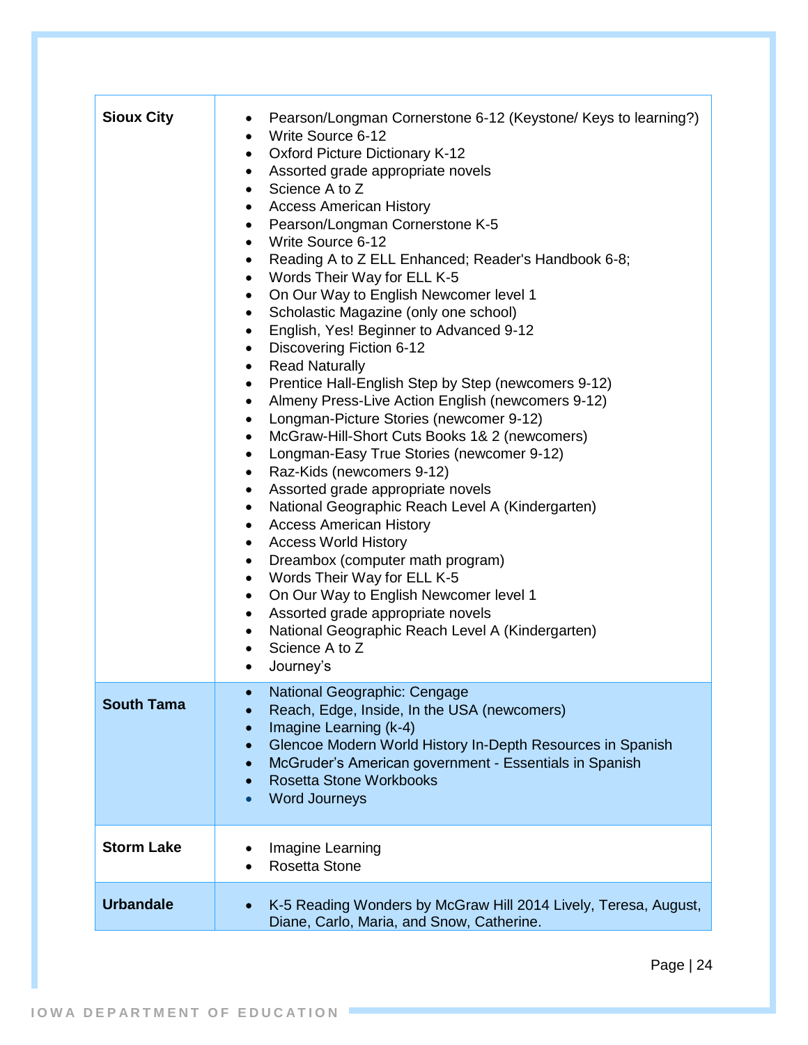| | |
|---|---|
| **Sioux City** | • Pearson/Longman Cornerstone 6-12 (Keystone/ Keys to learning?)<br>• Write Source 6-12<br>• Oxford Picture Dictionary K-12<br>• Assorted grade appropriate novels<br>• Science A to Z<br>• Access American History<br>• Pearson/Longman Cornerstone K-5<br>• Write Source 6-12<br>• Reading A to Z ELL Enhanced; Reader's Handbook 6-8;<br>• Words Their Way for ELL K-5<br>• On Our Way to English Newcomer level 1<br>• Scholastic Magazine (only one school)<br>• English, Yes! Beginner to Advanced 9-12<br>• Discovering Fiction 6-12<br>• Read Naturally<br>• Prentice Hall-English Step by Step (newcomers 9-12)<br>• Almeny Press-Live Action English (newcomers 9-12)<br>• Longman-Picture Stories (newcomer 9-12)<br>• McGraw-Hill-Short Cuts Books 1& 2 (newcomers)<br>• Longman-Easy True Stories (newcomer 9-12)<br>• Raz-Kids (newcomers 9-12)<br>• Assorted grade appropriate novels<br>• National Geographic Reach Level A (Kindergarten)<br>• Access American History<br>• Access World History<br>• Dreambox (computer math program)<br>• Words Their Way for ELL K-5<br>• On Our Way to English Newcomer level 1<br>• Assorted grade appropriate novels<br>• National Geographic Reach Level A (Kindergarten)<br>• Science A to Z<br>• Journey's |
| **South Tama** | • National Geographic: Cengage<br>• Reach, Edge, Inside, In the USA (newcomers)<br>• Imagine Learning (k-4)<br>• Glencoe Modern World History In-Depth Resources in Spanish<br>• McGruder's American government - Essentials in Spanish<br>• Rosetta Stone Workbooks<br>• Word Journeys |
| **Storm Lake** | • Imagine Learning<br>• Rosetta Stone |
| **Urbandale** | • K-5 Reading Wonders by McGraw Hill 2014 Lively, Teresa, August, Diane, Carlo, Maria, and Snow, Catherine. |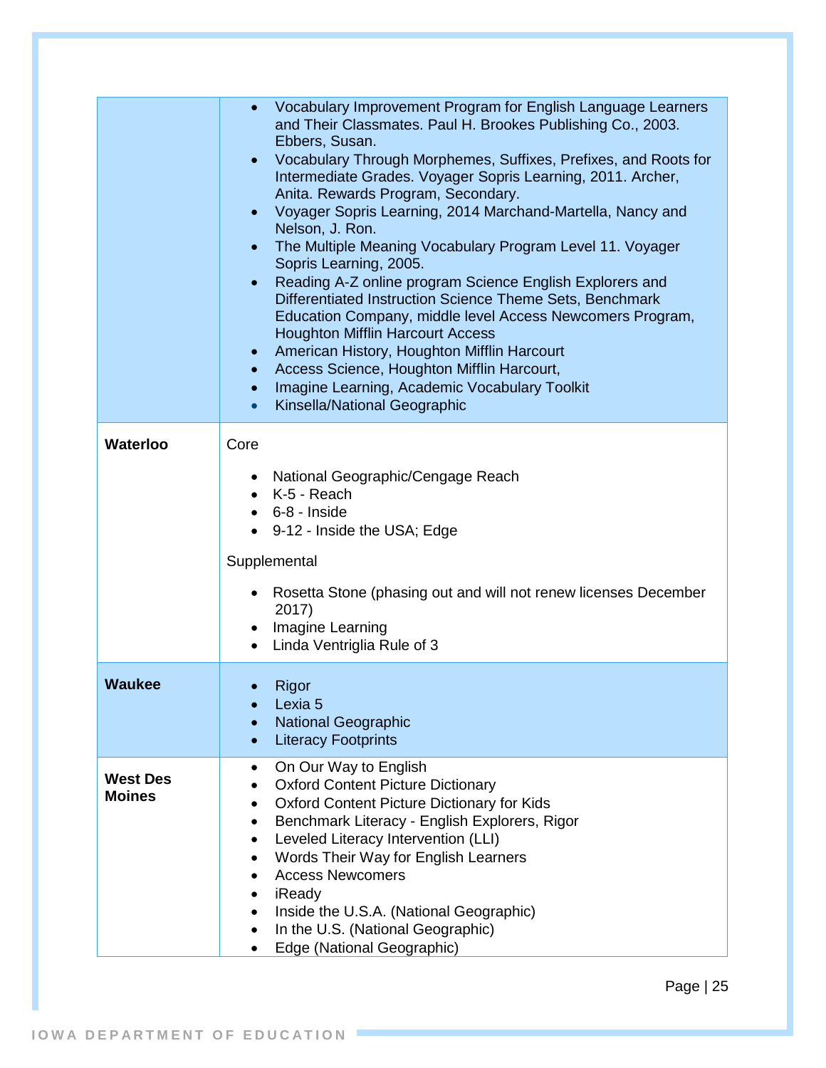| | |
|---|---|
| | • Vocabulary Improvement Program for English Language Learners and Their Classmates. Paul H. Brookes Publishing Co., 2003. Ebbers, Susan.<br>• Vocabulary Through Morphemes, Suffixes, Prefixes, and Roots for Intermediate Grades. Voyager Sopris Learning, 2011. Archer, Anita. Rewards Program, Secondary.<br>• Voyager Sopris Learning, 2014 Marchand-Martella, Nancy and Nelson, J. Ron.<br>• The Multiple Meaning Vocabulary Program Level 11. Voyager Sopris Learning, 2005.<br>• Reading A-Z online program Science English Explorers and Differentiated Instruction Science Theme Sets, Benchmark Education Company, middle level Access Newcomers Program, Houghton Mifflin Harcourt Access<br>• American History, Houghton Mifflin Harcourt<br>• Access Science, Houghton Mifflin Harcourt,<br>• Imagine Learning, Academic Vocabulary Toolkit<br>• Kinsella/National Geographic |
| **Waterloo** | Core<br>• National Geographic/Cengage Reach<br>• K-5 - Reach<br>• 6-8 - Inside<br>• 9-12 - Inside the USA; Edge<br>Supplemental<br>• Rosetta Stone (phasing out and will not renew licenses December 2017)<br>• Imagine Learning<br>• Linda Ventriglia Rule of 3 |
| **Waukee** | • Rigor<br>• Lexia 5<br>• National Geographic<br>• Literacy Footprints |
| **West Des Moines** | • On Our Way to English<br>• Oxford Content Picture Dictionary<br>• Oxford Content Picture Dictionary for Kids<br>• Benchmark Literacy - English Explorers, Rigor<br>• Leveled Literacy Intervention (LLI)<br>• Words Their Way for English Learners<br>• Access Newcomers<br>• iReady<br>• Inside the U.S.A. (National Geographic)<br>• In the U.S. (National Geographic)<br>• Edge (National Geographic) |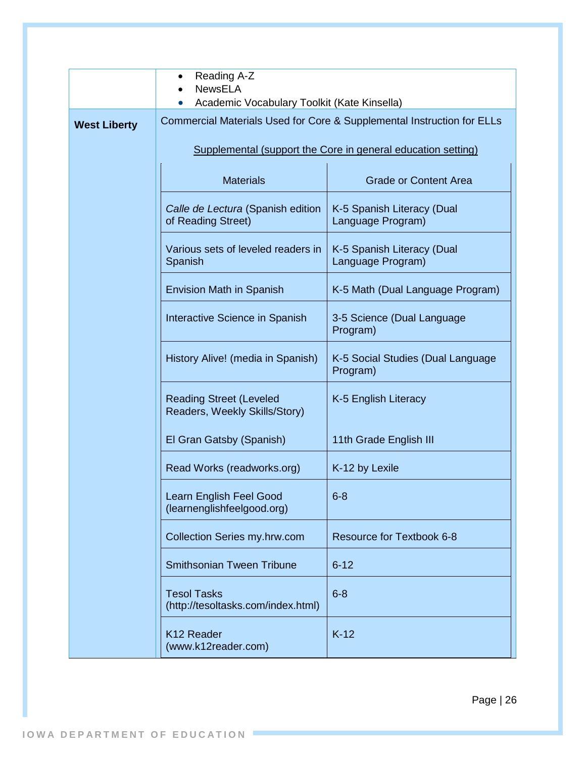| | |
|---|---|
| | • Reading A-Z<br>• NewsELA<br>• Academic Vocabulary Toolkit (Kate Kinsella) |
| **West Liberty** | Commercial Materials Used for Core & Supplemental Instruction for ELLs<br><br>Supplemental (support the Core in general education setting) |

| Materials | Grade or Content Area |
|---|---|
| *Calle de Lectura* (Spanish edition of Reading Street) | K-5 Spanish Literacy (Dual Language Program) |
| Various sets of leveled readers in Spanish | K-5 Spanish Literacy (Dual Language Program) |
| Envision Math in Spanish | K-5 Math (Dual Language Program) |
| Interactive Science in Spanish | 3-5 Science (Dual Language Program) |
| History Alive! (media in Spanish) | K-5 Social Studies (Dual Language Program) |
| Reading Street (Leveled Readers, Weekly Skills/Story)<br><br>El Gran Gatsby (Spanish) | K-5 English Literacy<br><br>11th Grade English III |
| Read Works (readworks.org) | K-12 by Lexile |
| Learn English Feel Good (learnenglishfeelgood.org) | 6-8 |
| Collection Series my.hrw.com | Resource for Textbook 6-8 |
| Smithsonian Tween Tribune | 6-12 |
| Tesol Tasks (http://tesoltasks.com/index.html) | 6-8 |
| K12 Reader (www.k12reader.com) | K-12 |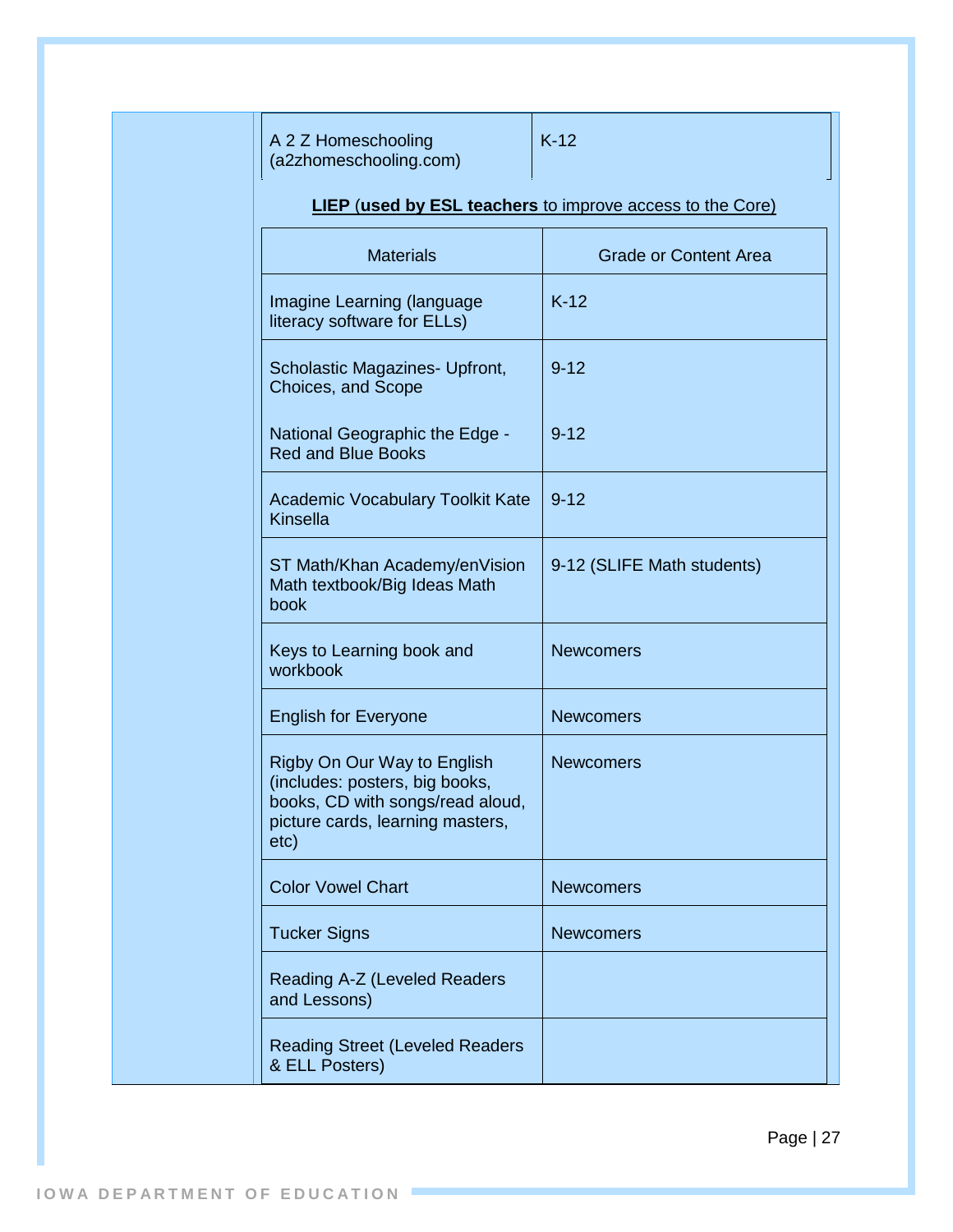| | |
|---|---|
| A 2 Z Homeschooling (a2zhomeschooling.com) | K-12 |

**LIEP (used by ESL teachers** to improve access to the Core)

| Materials | Grade or Content Area |
|---|---|
| Imagine Learning (language literacy software for ELLs) | K-12 |
| Scholastic Magazines- Upfront, Choices, and Scope | 9-12 |
| National Geographic the Edge - Red and Blue Books | 9-12 |
| Academic Vocabulary Toolkit Kate Kinsella | 9-12 |
| ST Math/Khan Academy/enVision Math textbook/Big Ideas Math book | 9-12 (SLIFE Math students) |
| Keys to Learning book and workbook | Newcomers |
| English for Everyone | Newcomers |
| Rigby On Our Way to English (includes: posters, big books, books, CD with songs/read aloud, picture cards, learning masters, etc) | Newcomers |
| Color Vowel Chart | Newcomers |
| Tucker Signs | Newcomers |
| Reading A-Z (Leveled Readers and Lessons) | |
| Reading Street (Leveled Readers & ELL Posters) | |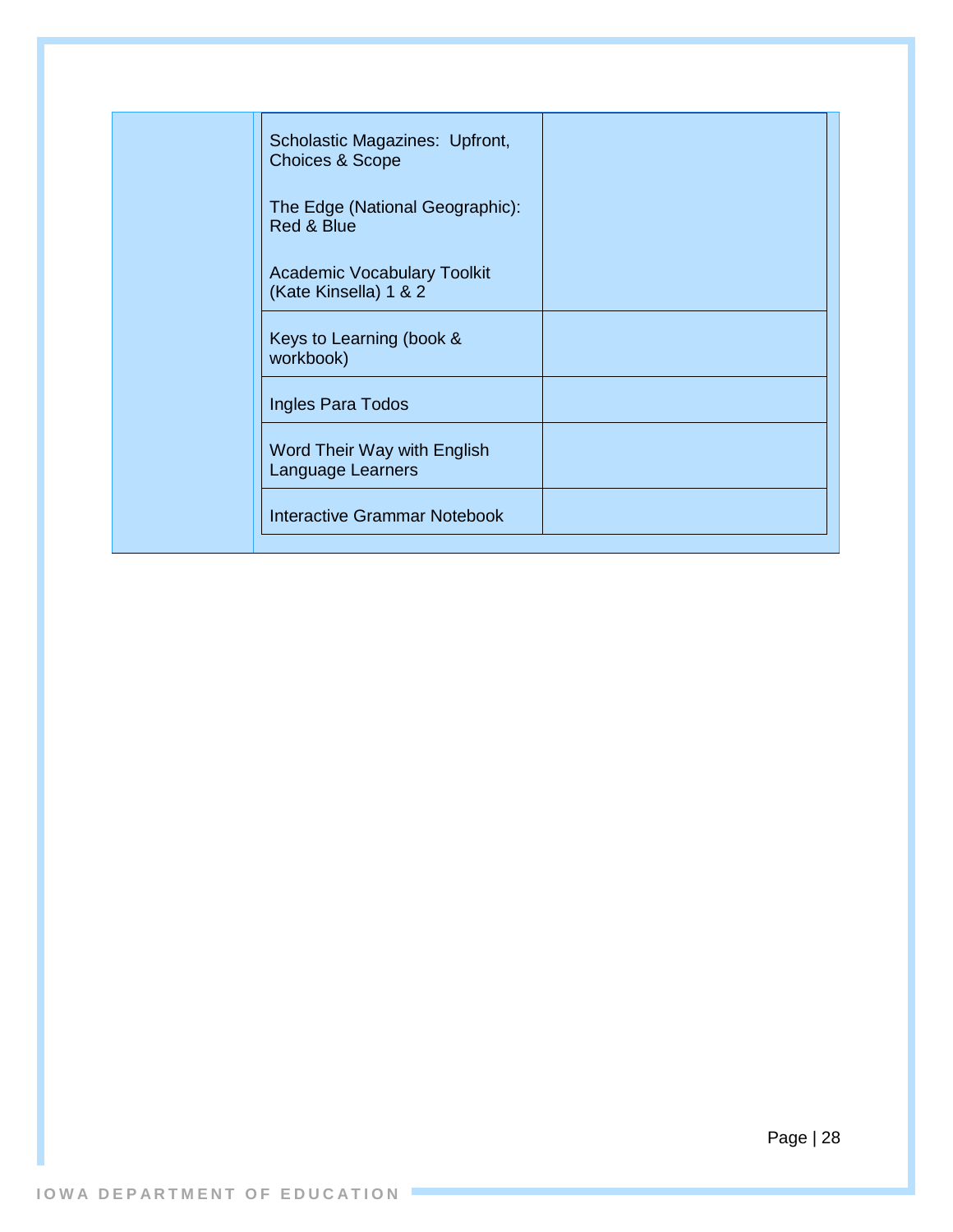| | | |
|---|---|---|
| | Scholastic Magazines: Upfront, Choices & Scope<br><br>The Edge (National Geographic): Red & Blue<br><br>Academic Vocabulary Toolkit (Kate Kinsella) 1 & 2 | |
| | Keys to Learning (book & workbook) | |
| | Ingles Para Todos | |
| | Word Their Way with English Language Learners | |
| | Interactive Grammar Notebook | |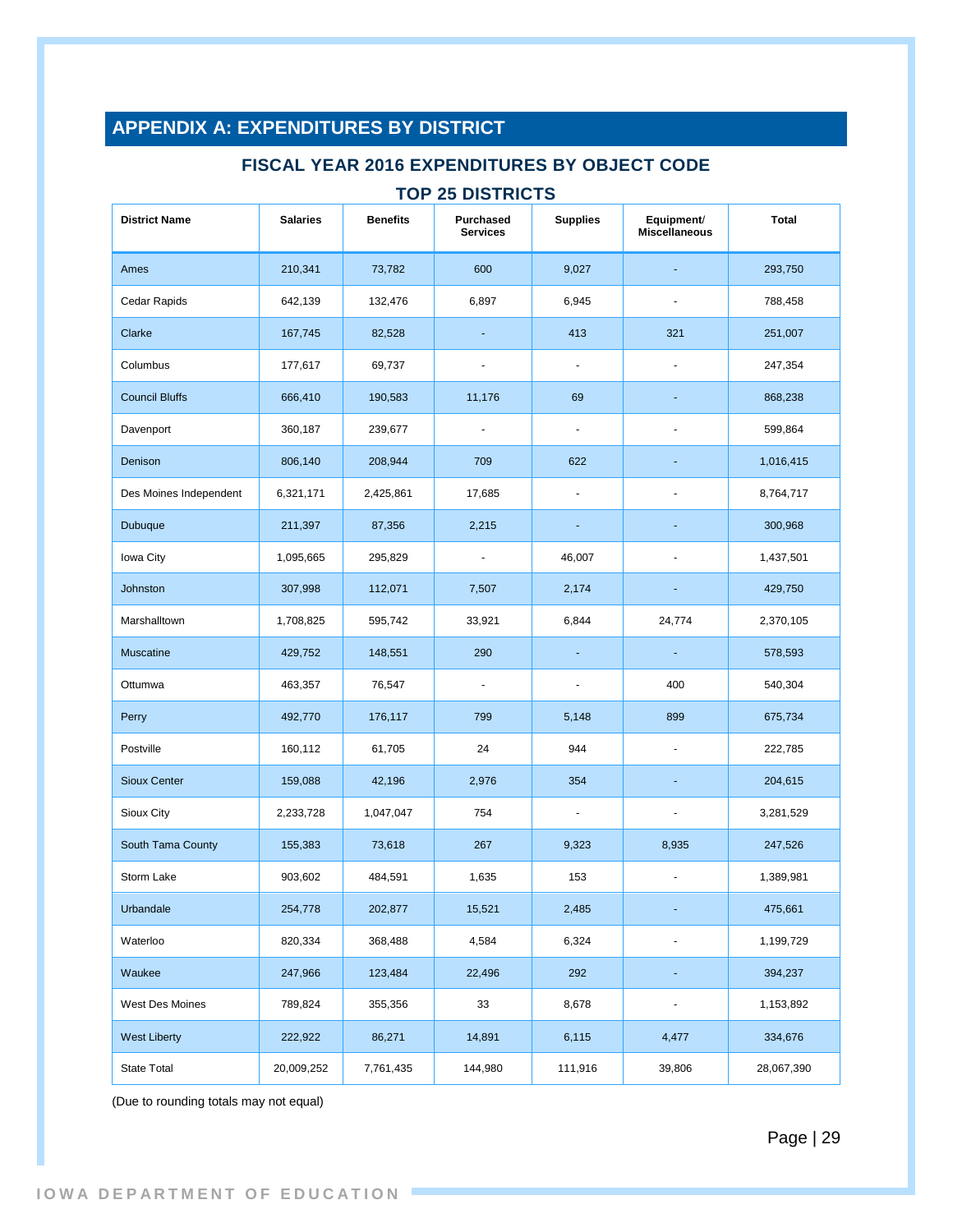# APPENDIX A: EXPENDITURES BY DISTRICT

## FISCAL YEAR 2016 EXPENDITURES BY OBJECT CODE

### TOP 25 DISTRICTS

| District Name | Salaries | Benefits | Purchased Services | Supplies | Equipment/ Miscellaneous | Total |
|---|---|---|---|---|---|---|
| Ames | 210,341 | 73,782 | 600 | 9,027 | - | 293,750 |
| Cedar Rapids | 642,139 | 132,476 | 6,897 | 6,945 | - | 788,458 |
| Clarke | 167,745 | 82,528 | - | 413 | 321 | 251,007 |
| Columbus | 177,617 | 69,737 | - | - | - | 247,354 |
| Council Bluffs | 666,410 | 190,583 | 11,176 | 69 | - | 868,238 |
| Davenport | 360,187 | 239,677 | - | - | - | 599,864 |
| Denison | 806,140 | 208,944 | 709 | 622 | - | 1,016,415 |
| Des Moines Independent | 6,321,171 | 2,425,861 | 17,685 | - | - | 8,764,717 |
| Dubuque | 211,397 | 87,356 | 2,215 | - | - | 300,968 |
| Iowa City | 1,095,665 | 295,829 | - | 46,007 | - | 1,437,501 |
| Johnston | 307,998 | 112,071 | 7,507 | 2,174 | - | 429,750 |
| Marshalltown | 1,708,825 | 595,742 | 33,921 | 6,844 | 24,774 | 2,370,105 |
| Muscatine | 429,752 | 148,551 | 290 | - | - | 578,593 |
| Ottumwa | 463,357 | 76,547 | - | - | 400 | 540,304 |
| Perry | 492,770 | 176,117 | 799 | 5,148 | 899 | 675,734 |
| Postville | 160,112 | 61,705 | 24 | 944 | - | 222,785 |
| Sioux Center | 159,088 | 42,196 | 2,976 | 354 | - | 204,615 |
| Sioux City | 2,233,728 | 1,047,047 | 754 | - | - | 3,281,529 |
| South Tama County | 155,383 | 73,618 | 267 | 9,323 | 8,935 | 247,526 |
| Storm Lake | 903,602 | 484,591 | 1,635 | 153 | - | 1,389,981 |
| Urbandale | 254,778 | 202,877 | 15,521 | 2,485 | - | 475,661 |
| Waterloo | 820,334 | 368,488 | 4,584 | 6,324 | - | 1,199,729 |
| Waukee | 247,966 | 123,484 | 22,496 | 292 | - | 394,237 |
| West Des Moines | 789,824 | 355,356 | 33 | 8,678 | - | 1,153,892 |
| West Liberty | 222,922 | 86,271 | 14,891 | 6,115 | 4,477 | 334,676 |
| State Total | 20,009,252 | 7,761,435 | 144,980 | 111,916 | 39,806 | 28,067,390 |

(Due to rounding totals may not equal)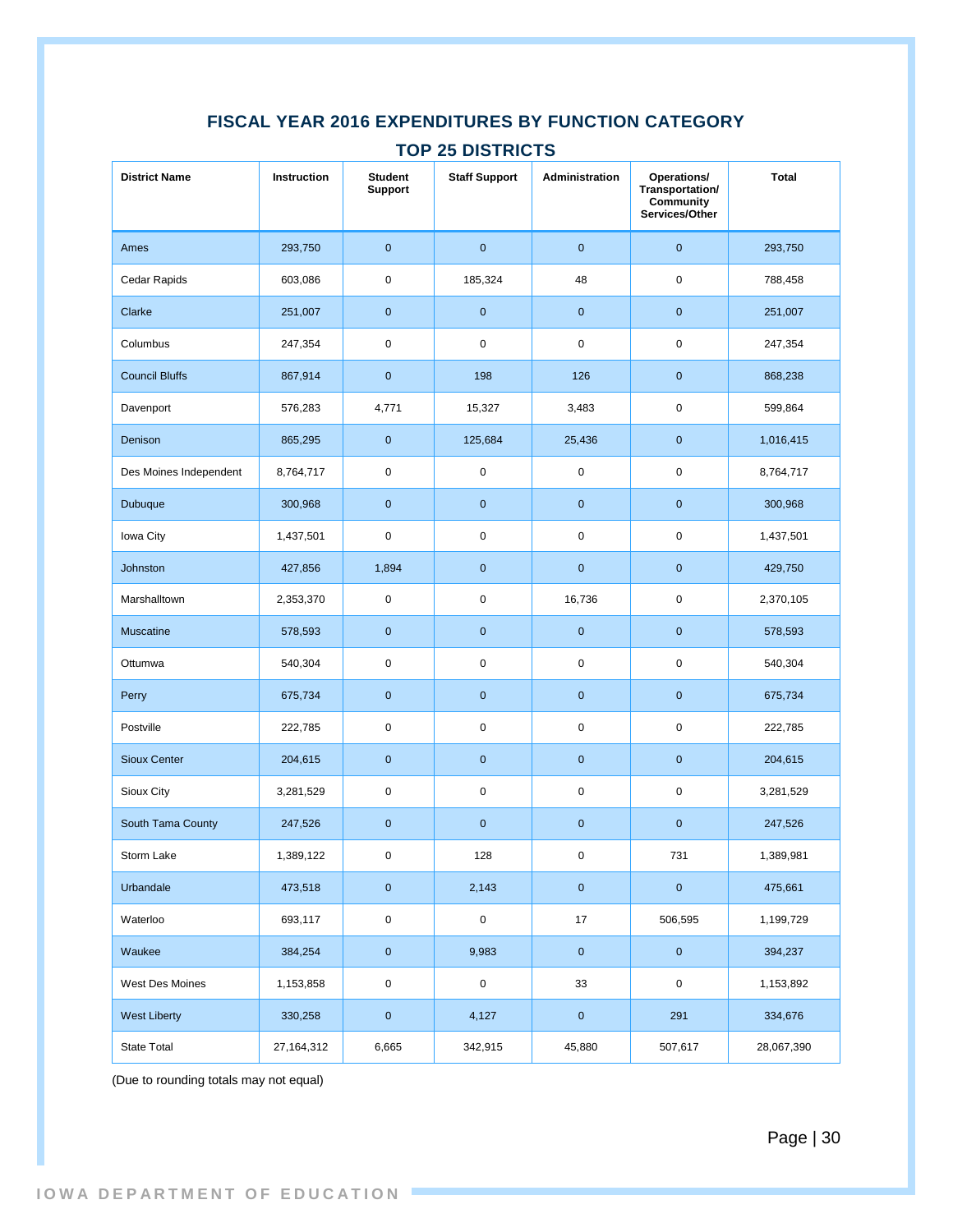## FISCAL YEAR 2016 EXPENDITURES BY FUNCTION CATEGORY

### TOP 25 DISTRICTS

| District Name | Instruction | Student Support | Staff Support | Administration | Operations/ Transportation/ Community Services/Other | Total |
|---|---|---|---|---|---|---|
| Ames | 293,750 | 0 | 0 | 0 | 0 | 293,750 |
| Cedar Rapids | 603,086 | 0 | 185,324 | 48 | 0 | 788,458 |
| Clarke | 251,007 | 0 | 0 | 0 | 0 | 251,007 |
| Columbus | 247,354 | 0 | 0 | 0 | 0 | 247,354 |
| Council Bluffs | 867,914 | 0 | 198 | 126 | 0 | 868,238 |
| Davenport | 576,283 | 4,771 | 15,327 | 3,483 | 0 | 599,864 |
| Denison | 865,295 | 0 | 125,684 | 25,436 | 0 | 1,016,415 |
| Des Moines Independent | 8,764,717 | 0 | 0 | 0 | 0 | 8,764,717 |
| Dubuque | 300,968 | 0 | 0 | 0 | 0 | 300,968 |
| Iowa City | 1,437,501 | 0 | 0 | 0 | 0 | 1,437,501 |
| Johnston | 427,856 | 1,894 | 0 | 0 | 0 | 429,750 |
| Marshalltown | 2,353,370 | 0 | 0 | 16,736 | 0 | 2,370,105 |
| Muscatine | 578,593 | 0 | 0 | 0 | 0 | 578,593 |
| Ottumwa | 540,304 | 0 | 0 | 0 | 0 | 540,304 |
| Perry | 675,734 | 0 | 0 | 0 | 0 | 675,734 |
| Postville | 222,785 | 0 | 0 | 0 | 0 | 222,785 |
| Sioux Center | 204,615 | 0 | 0 | 0 | 0 | 204,615 |
| Sioux City | 3,281,529 | 0 | 0 | 0 | 0 | 3,281,529 |
| South Tama County | 247,526 | 0 | 0 | 0 | 0 | 247,526 |
| Storm Lake | 1,389,122 | 0 | 128 | 0 | 731 | 1,389,981 |
| Urbandale | 473,518 | 0 | 2,143 | 0 | 0 | 475,661 |
| Waterloo | 693,117 | 0 | 0 | 17 | 506,595 | 1,199,729 |
| Waukee | 384,254 | 0 | 9,983 | 0 | 0 | 394,237 |
| West Des Moines | 1,153,858 | 0 | 0 | 33 | 0 | 1,153,892 |
| West Liberty | 330,258 | 0 | 4,127 | 0 | 291 | 334,676 |
| State Total | 27,164,312 | 6,665 | 342,915 | 45,880 | 507,617 | 28,067,390 |

(Due to rounding totals may not equal)